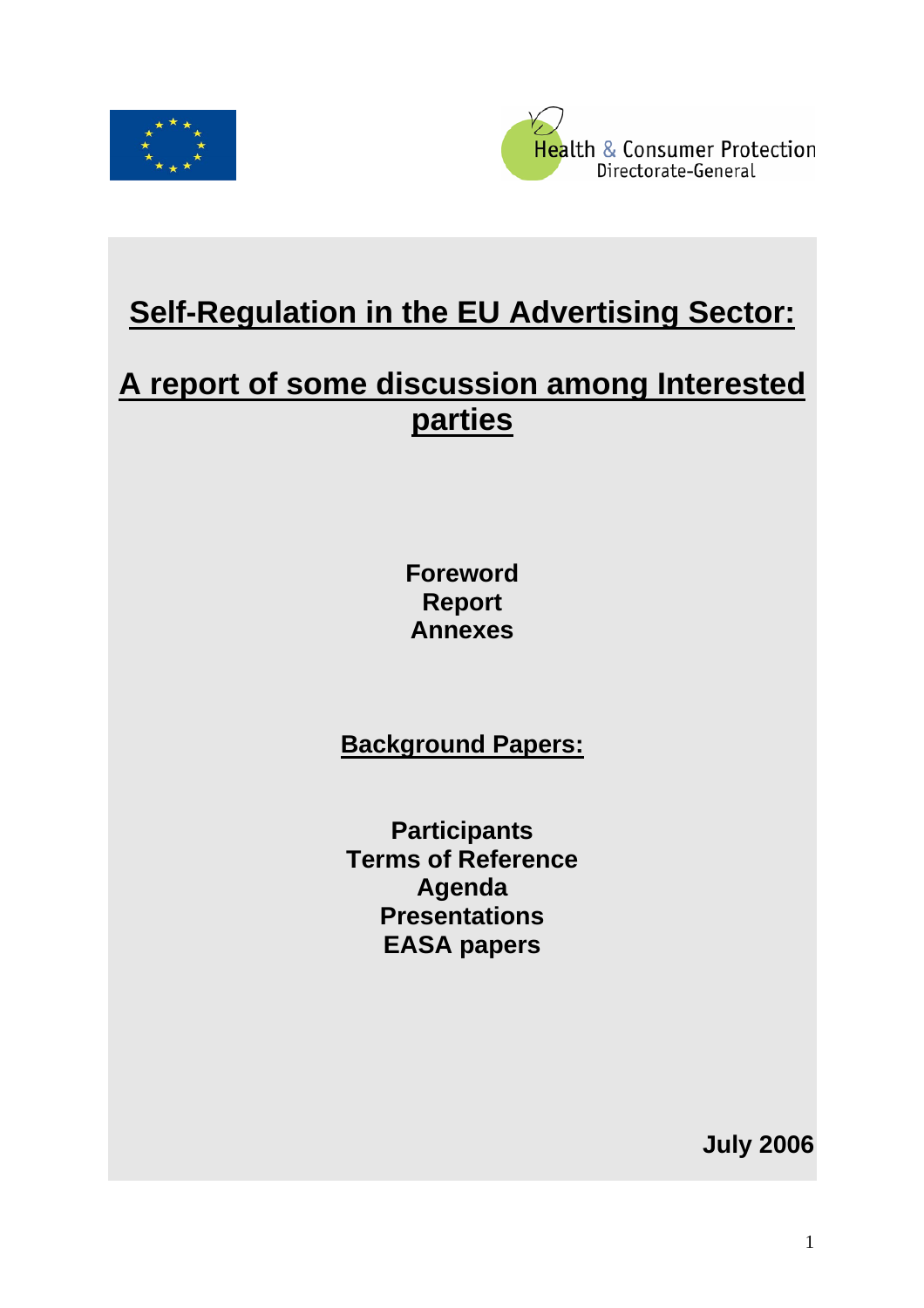Health & Consumer Protection
Directorate-General

# Self-Regulation in the EU Advertising Sector:

# A report of some discussion among Interested parties

**Foreword**
**Report**
**Annexes**

## Background Papers:

**Participants**
**Terms of Reference**
**Agenda**
**Presentations**
**EASA papers**

**July 2006**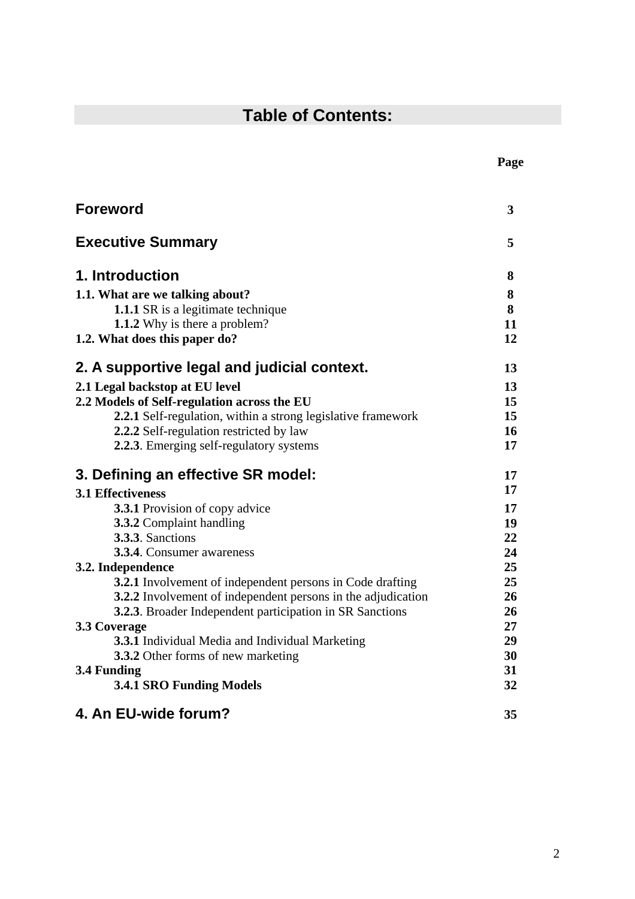# Table of Contents:

| | Page |
|---|---|
| **Foreword** | **3** |
| **Executive Summary** | **5** |
| **1. Introduction** | **8** |
| **1.1. What are we talking about?** | **8** |
| &nbsp;&nbsp;&nbsp;&nbsp;**1.1.1** SR is a legitimate technique | **8** |
| &nbsp;&nbsp;&nbsp;&nbsp;**1.1.2** Why is there a problem? | **11** |
| **1.2. What does this paper do?** | **12** |
| **2. A supportive legal and judicial context.** | **13** |
| **2.1 Legal backstop at EU level** | **13** |
| **2.2 Models of Self-regulation across the EU** | **15** |
| &nbsp;&nbsp;&nbsp;&nbsp;**2.2.1** Self-regulation, within a strong legislative framework | **15** |
| &nbsp;&nbsp;&nbsp;&nbsp;**2.2.2** Self-regulation restricted by law | **16** |
| &nbsp;&nbsp;&nbsp;&nbsp;**2.2.3**. Emerging self-regulatory systems | **17** |
| **3. Defining an effective SR model:** | **17** |
| **3.1 Effectiveness** | **17** |
| &nbsp;&nbsp;&nbsp;&nbsp;**3.3.1** Provision of copy advice | **17** |
| &nbsp;&nbsp;&nbsp;&nbsp;**3.3.2** Complaint handling | **19** |
| &nbsp;&nbsp;&nbsp;&nbsp;**3.3.3**. Sanctions | **22** |
| &nbsp;&nbsp;&nbsp;&nbsp;**3.3.4**. Consumer awareness | **24** |
| **3.2. Independence** | **25** |
| &nbsp;&nbsp;&nbsp;&nbsp;**3.2.1** Involvement of independent persons in Code drafting | **25** |
| &nbsp;&nbsp;&nbsp;&nbsp;**3.2.2** Involvement of independent persons in the adjudication | **26** |
| &nbsp;&nbsp;&nbsp;&nbsp;**3.2.3**. Broader Independent participation in SR Sanctions | **26** |
| **3.3 Coverage** | **27** |
| &nbsp;&nbsp;&nbsp;&nbsp;**3.3.1** Individual Media and Individual Marketing | **29** |
| &nbsp;&nbsp;&nbsp;&nbsp;**3.3.2** Other forms of new marketing | **30** |
| **3.4 Funding** | **31** |
| &nbsp;&nbsp;&nbsp;&nbsp;**3.4.1 SRO Funding Models** | **32** |
| **4. An EU-wide forum?** | **35** |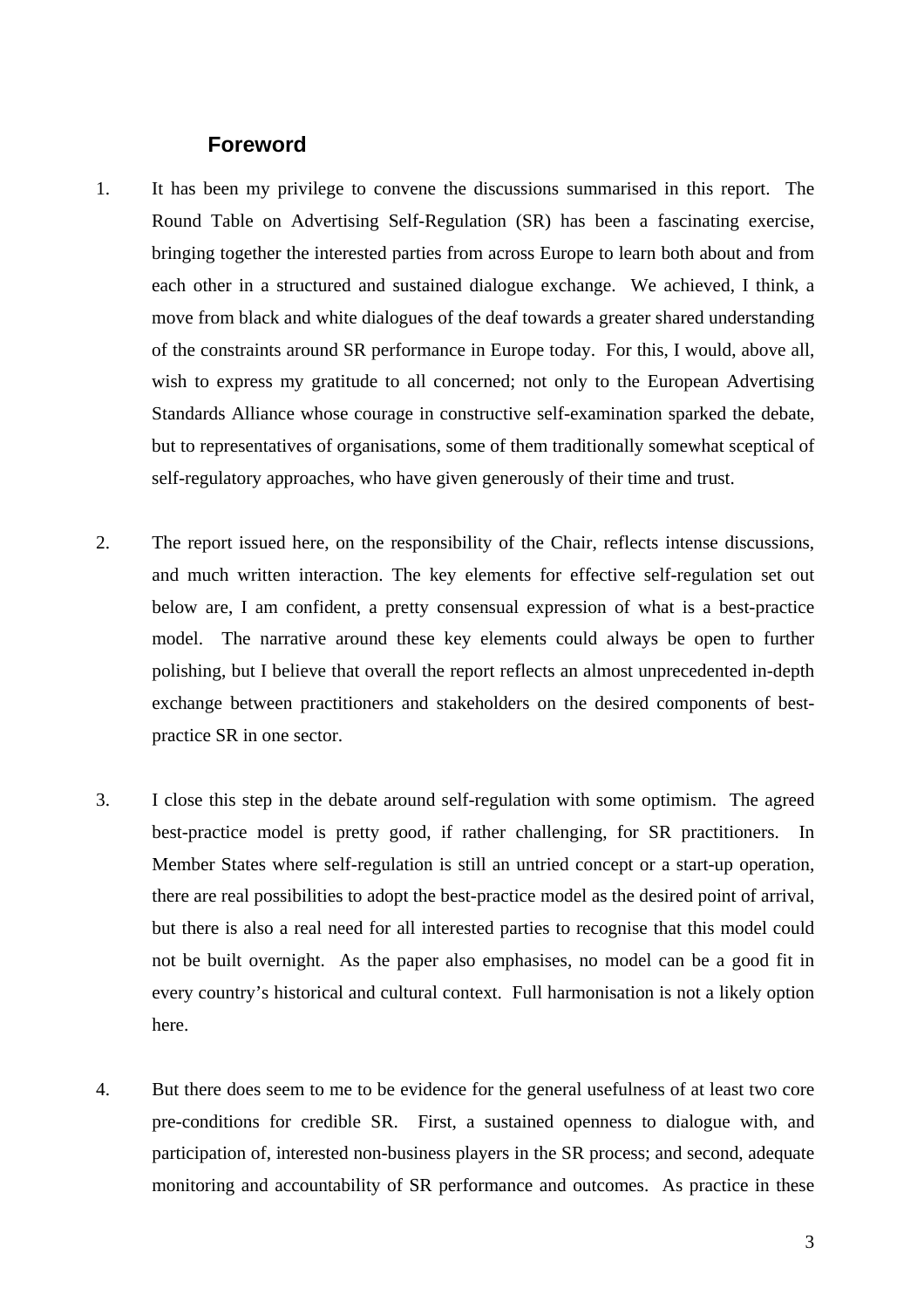## Foreword

1. It has been my privilege to convene the discussions summarised in this report. The Round Table on Advertising Self-Regulation (SR) has been a fascinating exercise, bringing together the interested parties from across Europe to learn both about and from each other in a structured and sustained dialogue exchange. We achieved, I think, a move from black and white dialogues of the deaf towards a greater shared understanding of the constraints around SR performance in Europe today. For this, I would, above all, wish to express my gratitude to all concerned; not only to the European Advertising Standards Alliance whose courage in constructive self-examination sparked the debate, but to representatives of organisations, some of them traditionally somewhat sceptical of self-regulatory approaches, who have given generously of their time and trust.

2. The report issued here, on the responsibility of the Chair, reflects intense discussions, and much written interaction. The key elements for effective self-regulation set out below are, I am confident, a pretty consensual expression of what is a best-practice model. The narrative around these key elements could always be open to further polishing, but I believe that overall the report reflects an almost unprecedented in-depth exchange between practitioners and stakeholders on the desired components of best-practice SR in one sector.

3. I close this step in the debate around self-regulation with some optimism. The agreed best-practice model is pretty good, if rather challenging, for SR practitioners. In Member States where self-regulation is still an untried concept or a start-up operation, there are real possibilities to adopt the best-practice model as the desired point of arrival, but there is also a real need for all interested parties to recognise that this model could not be built overnight. As the paper also emphasises, no model can be a good fit in every country's historical and cultural context. Full harmonisation is not a likely option here.

4. But there does seem to me to be evidence for the general usefulness of at least two core pre-conditions for credible SR. First, a sustained openness to dialogue with, and participation of, interested non-business players in the SR process; and second, adequate monitoring and accountability of SR performance and outcomes. As practice in these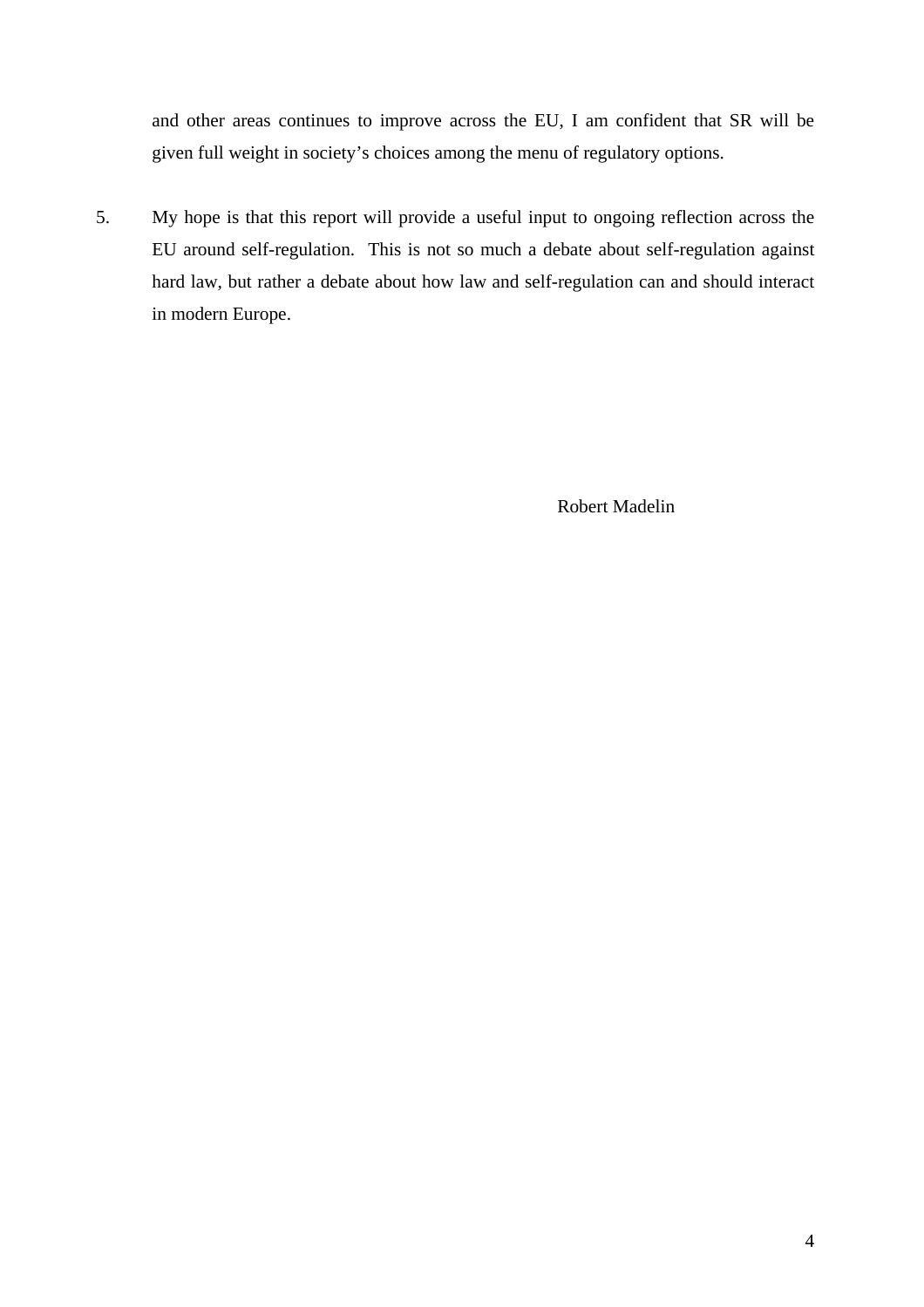and other areas continues to improve across the EU, I am confident that SR will be given full weight in society's choices among the menu of regulatory options.

5. My hope is that this report will provide a useful input to ongoing reflection across the EU around self-regulation. This is not so much a debate about self-regulation against hard law, but rather a debate about how law and self-regulation can and should interact in modern Europe.

Robert Madelin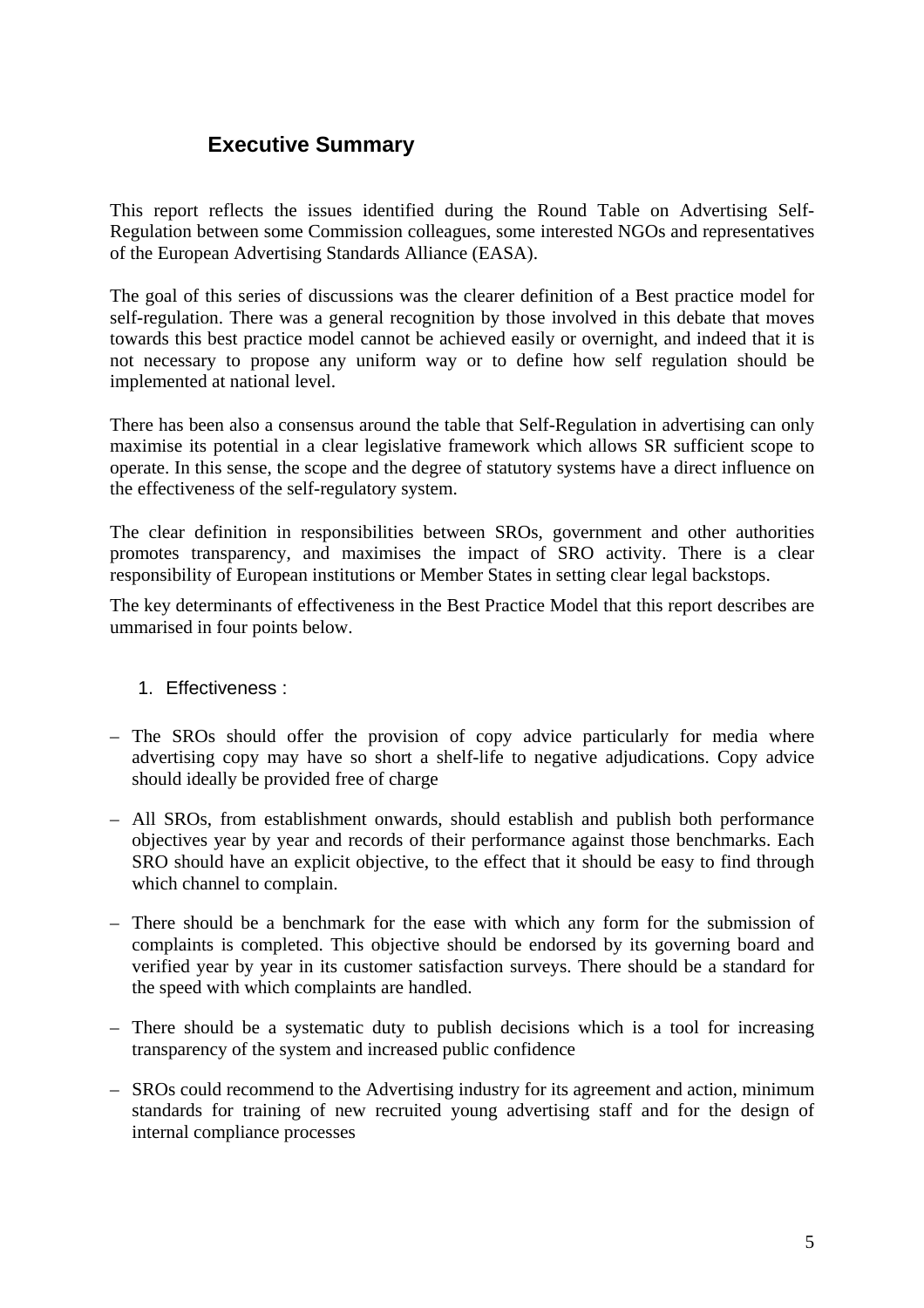## Executive Summary

This report reflects the issues identified during the Round Table on Advertising Self-Regulation between some Commission colleagues, some interested NGOs and representatives of the European Advertising Standards Alliance (EASA).

The goal of this series of discussions was the clearer definition of a Best practice model for self-regulation. There was a general recognition by those involved in this debate that moves towards this best practice model cannot be achieved easily or overnight, and indeed that it is not necessary to propose any uniform way or to define how self regulation should be implemented at national level.

There has been also a consensus around the table that Self-Regulation in advertising can only maximise its potential in a clear legislative framework which allows SR sufficient scope to operate. In this sense, the scope and the degree of statutory systems have a direct influence on the effectiveness of the self-regulatory system.

The clear definition in responsibilities between SROs, government and other authorities promotes transparency, and maximises the impact of SRO activity. There is a clear responsibility of European institutions or Member States in setting clear legal backstops.

The key determinants of effectiveness in the Best Practice Model that this report describes are ummarised in four points below.

1. Effectiveness :

– The SROs should offer the provision of copy advice particularly for media where advertising copy may have so short a shelf-life to negative adjudications. Copy advice should ideally be provided free of charge

– All SROs, from establishment onwards, should establish and publish both performance objectives year by year and records of their performance against those benchmarks. Each SRO should have an explicit objective, to the effect that it should be easy to find through which channel to complain.

– There should be a benchmark for the ease with which any form for the submission of complaints is completed. This objective should be endorsed by its governing board and verified year by year in its customer satisfaction surveys. There should be a standard for the speed with which complaints are handled.

– There should be a systematic duty to publish decisions which is a tool for increasing transparency of the system and increased public confidence

– SROs could recommend to the Advertising industry for its agreement and action, minimum standards for training of new recruited young advertising staff and for the design of internal compliance processes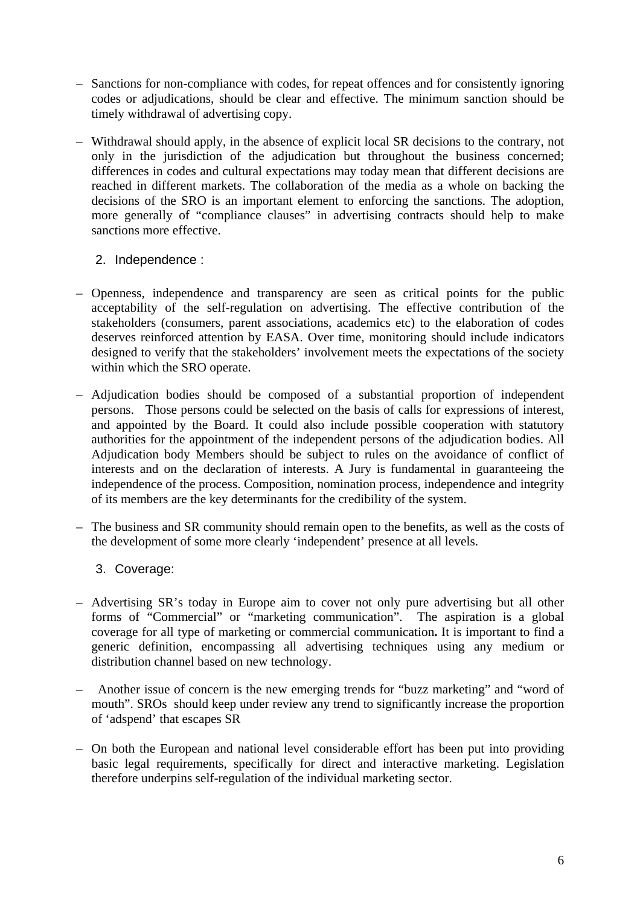- Sanctions for non-compliance with codes, for repeat offences and for consistently ignoring codes or adjudications, should be clear and effective. The minimum sanction should be timely withdrawal of advertising copy.

- Withdrawal should apply, in the absence of explicit local SR decisions to the contrary, not only in the jurisdiction of the adjudication but throughout the business concerned; differences in codes and cultural expectations may today mean that different decisions are reached in different markets. The collaboration of the media as a whole on backing the decisions of the SRO is an important element to enforcing the sanctions. The adoption, more generally of "compliance clauses" in advertising contracts should help to make sanctions more effective.

2. Independence :

- Openness, independence and transparency are seen as critical points for the public acceptability of the self-regulation on advertising. The effective contribution of the stakeholders (consumers, parent associations, academics etc) to the elaboration of codes deserves reinforced attention by EASA. Over time, monitoring should include indicators designed to verify that the stakeholders' involvement meets the expectations of the society within which the SRO operate.

- Adjudication bodies should be composed of a substantial proportion of independent persons. Those persons could be selected on the basis of calls for expressions of interest, and appointed by the Board. It could also include possible cooperation with statutory authorities for the appointment of the independent persons of the adjudication bodies. All Adjudication body Members should be subject to rules on the avoidance of conflict of interests and on the declaration of interests. A Jury is fundamental in guaranteeing the independence of the process. Composition, nomination process, independence and integrity of its members are the key determinants for the credibility of the system.

- The business and SR community should remain open to the benefits, as well as the costs of the development of some more clearly 'independent' presence at all levels.

3. Coverage:

- Advertising SR's today in Europe aim to cover not only pure advertising but all other forms of "Commercial" or "marketing communication". The aspiration is a global coverage for all type of marketing or commercial communication**.** It is important to find a generic definition, encompassing all advertising techniques using any medium or distribution channel based on new technology.

- Another issue of concern is the new emerging trends for "buzz marketing" and "word of mouth". SROs should keep under review any trend to significantly increase the proportion of 'adspend' that escapes SR

- On both the European and national level considerable effort has been put into providing basic legal requirements, specifically for direct and interactive marketing. Legislation therefore underpins self-regulation of the individual marketing sector.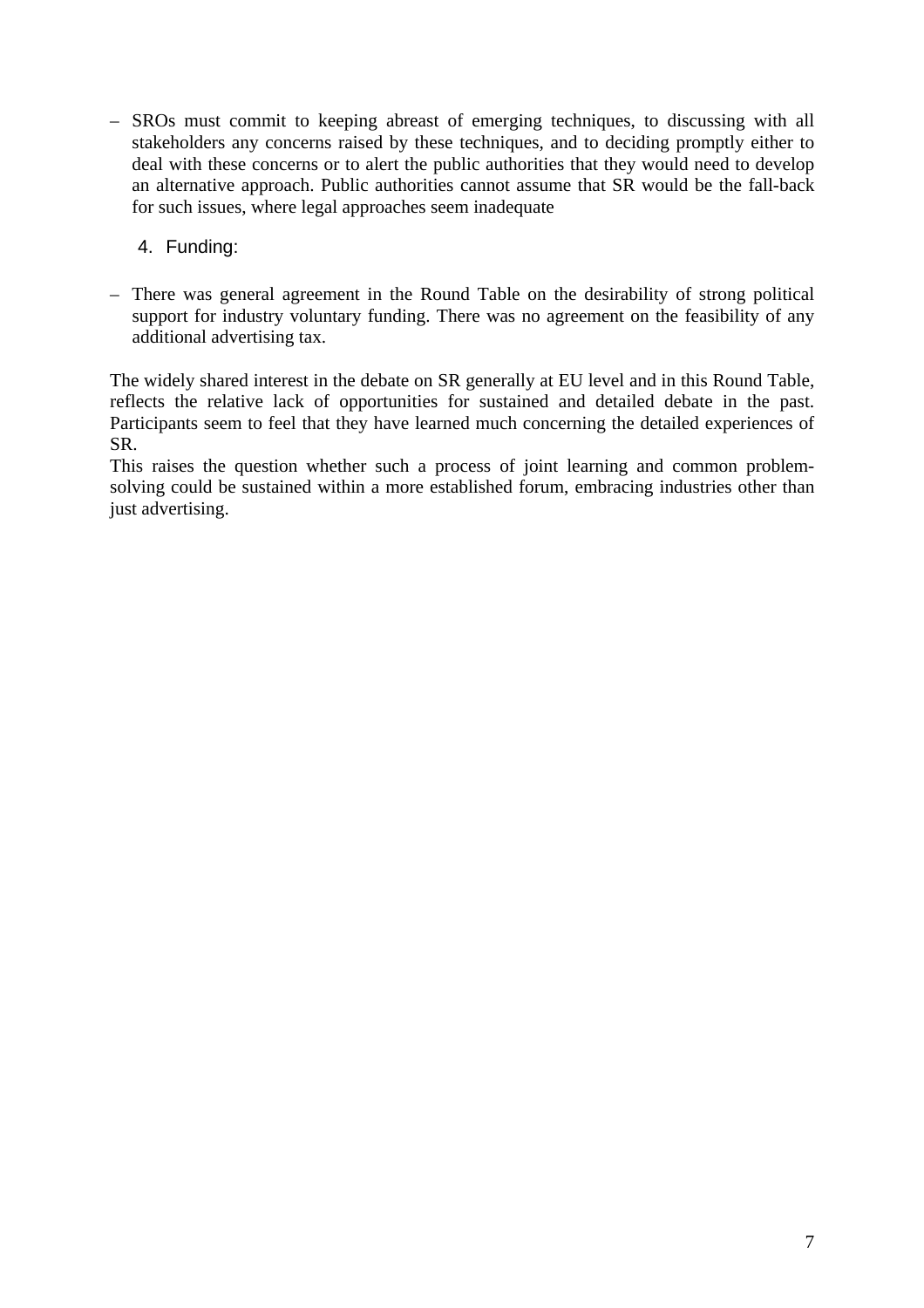- SROs must commit to keeping abreast of emerging techniques, to discussing with all stakeholders any concerns raised by these techniques, and to deciding promptly either to deal with these concerns or to alert the public authorities that they would need to develop an alternative approach. Public authorities cannot assume that SR would be the fall-back for such issues, where legal approaches seem inadequate

4. Funding:

- There was general agreement in the Round Table on the desirability of strong political support for industry voluntary funding. There was no agreement on the feasibility of any additional advertising tax.

The widely shared interest in the debate on SR generally at EU level and in this Round Table, reflects the relative lack of opportunities for sustained and detailed debate in the past. Participants seem to feel that they have learned much concerning the detailed experiences of SR.

This raises the question whether such a process of joint learning and common problem-solving could be sustained within a more established forum, embracing industries other than just advertising.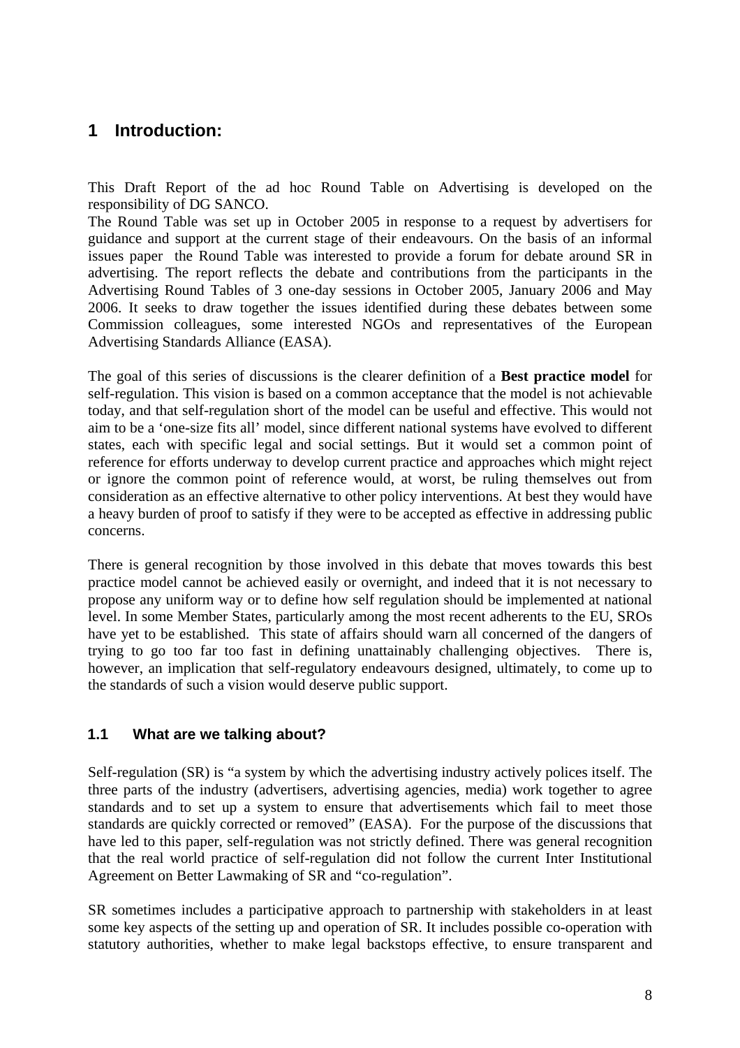# 1 Introduction:

This Draft Report of the ad hoc Round Table on Advertising is developed on the responsibility of DG SANCO.

The Round Table was set up in October 2005 in response to a request by advertisers for guidance and support at the current stage of their endeavours. On the basis of an informal issues paper the Round Table was interested to provide a forum for debate around SR in advertising. The report reflects the debate and contributions from the participants in the Advertising Round Tables of 3 one-day sessions in October 2005, January 2006 and May 2006. It seeks to draw together the issues identified during these debates between some Commission colleagues, some interested NGOs and representatives of the European Advertising Standards Alliance (EASA).

The goal of this series of discussions is the clearer definition of a **Best practice model** for self-regulation. This vision is based on a common acceptance that the model is not achievable today, and that self-regulation short of the model can be useful and effective. This would not aim to be a 'one-size fits all' model, since different national systems have evolved to different states, each with specific legal and social settings. But it would set a common point of reference for efforts underway to develop current practice and approaches which might reject or ignore the common point of reference would, at worst, be ruling themselves out from consideration as an effective alternative to other policy interventions. At best they would have a heavy burden of proof to satisfy if they were to be accepted as effective in addressing public concerns.

There is general recognition by those involved in this debate that moves towards this best practice model cannot be achieved easily or overnight, and indeed that it is not necessary to propose any uniform way or to define how self regulation should be implemented at national level. In some Member States, particularly among the most recent adherents to the EU, SROs have yet to be established. This state of affairs should warn all concerned of the dangers of trying to go too far too fast in defining unattainably challenging objectives. There is, however, an implication that self-regulatory endeavours designed, ultimately, to come up to the standards of such a vision would deserve public support.

## 1.1 What are we talking about?

Self-regulation (SR) is "a system by which the advertising industry actively polices itself. The three parts of the industry (advertisers, advertising agencies, media) work together to agree standards and to set up a system to ensure that advertisements which fail to meet those standards are quickly corrected or removed" (EASA). For the purpose of the discussions that have led to this paper, self-regulation was not strictly defined. There was general recognition that the real world practice of self-regulation did not follow the current Inter Institutional Agreement on Better Lawmaking of SR and "co-regulation".

SR sometimes includes a participative approach to partnership with stakeholders in at least some key aspects of the setting up and operation of SR. It includes possible co-operation with statutory authorities, whether to make legal backstops effective, to ensure transparent and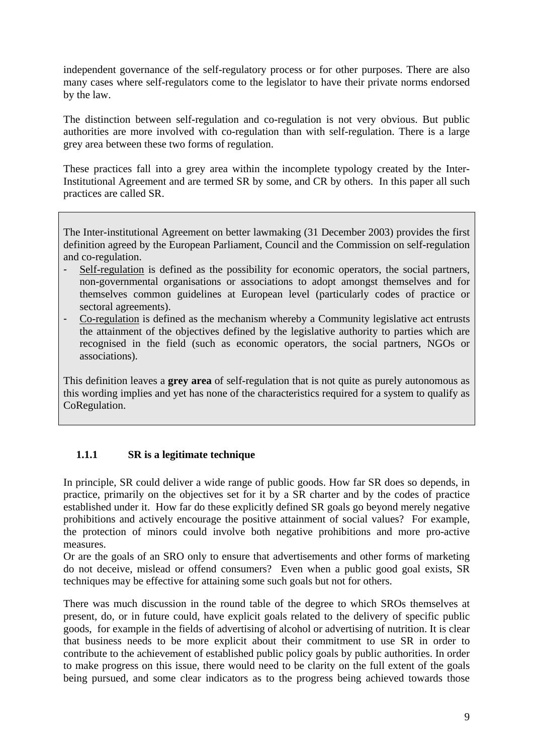independent governance of the self-regulatory process or for other purposes. There are also many cases where self-regulators come to the legislator to have their private norms endorsed by the law.

The distinction between self-regulation and co-regulation is not very obvious. But public authorities are more involved with co-regulation than with self-regulation. There is a large grey area between these two forms of regulation.

These practices fall into a grey area within the incomplete typology created by the Inter-Institutional Agreement and are termed SR by some, and CR by others. In this paper all such practices are called SR.

> The Inter-institutional Agreement on better lawmaking (31 December 2003) provides the first definition agreed by the European Parliament, Council and the Commission on self-regulation and co-regulation.
>
> - Self-regulation is defined as the possibility for economic operators, the social partners, non-governmental organisations or associations to adopt amongst themselves and for themselves common guidelines at European level (particularly codes of practice or sectoral agreements).
> - Co-regulation is defined as the mechanism whereby a Community legislative act entrusts the attainment of the objectives defined by the legislative authority to parties which are recognised in the field (such as economic operators, the social partners, NGOs or associations).
>
> This definition leaves a **grey area** of self-regulation that is not quite as purely autonomous as this wording implies and yet has none of the characteristics required for a system to qualify as CoRegulation.

### 1.1.1 SR is a legitimate technique

In principle, SR could deliver a wide range of public goods. How far SR does so depends, in practice, primarily on the objectives set for it by a SR charter and by the codes of practice established under it. How far do these explicitly defined SR goals go beyond merely negative prohibitions and actively encourage the positive attainment of social values? For example, the protection of minors could involve both negative prohibitions and more pro-active measures.

Or are the goals of an SRO only to ensure that advertisements and other forms of marketing do not deceive, mislead or offend consumers? Even when a public good goal exists, SR techniques may be effective for attaining some such goals but not for others.

There was much discussion in the round table of the degree to which SROs themselves at present, do, or in future could, have explicit goals related to the delivery of specific public goods, for example in the fields of advertising of alcohol or advertising of nutrition. It is clear that business needs to be more explicit about their commitment to use SR in order to contribute to the achievement of established public policy goals by public authorities. In order to make progress on this issue, there would need to be clarity on the full extent of the goals being pursued, and some clear indicators as to the progress being achieved towards those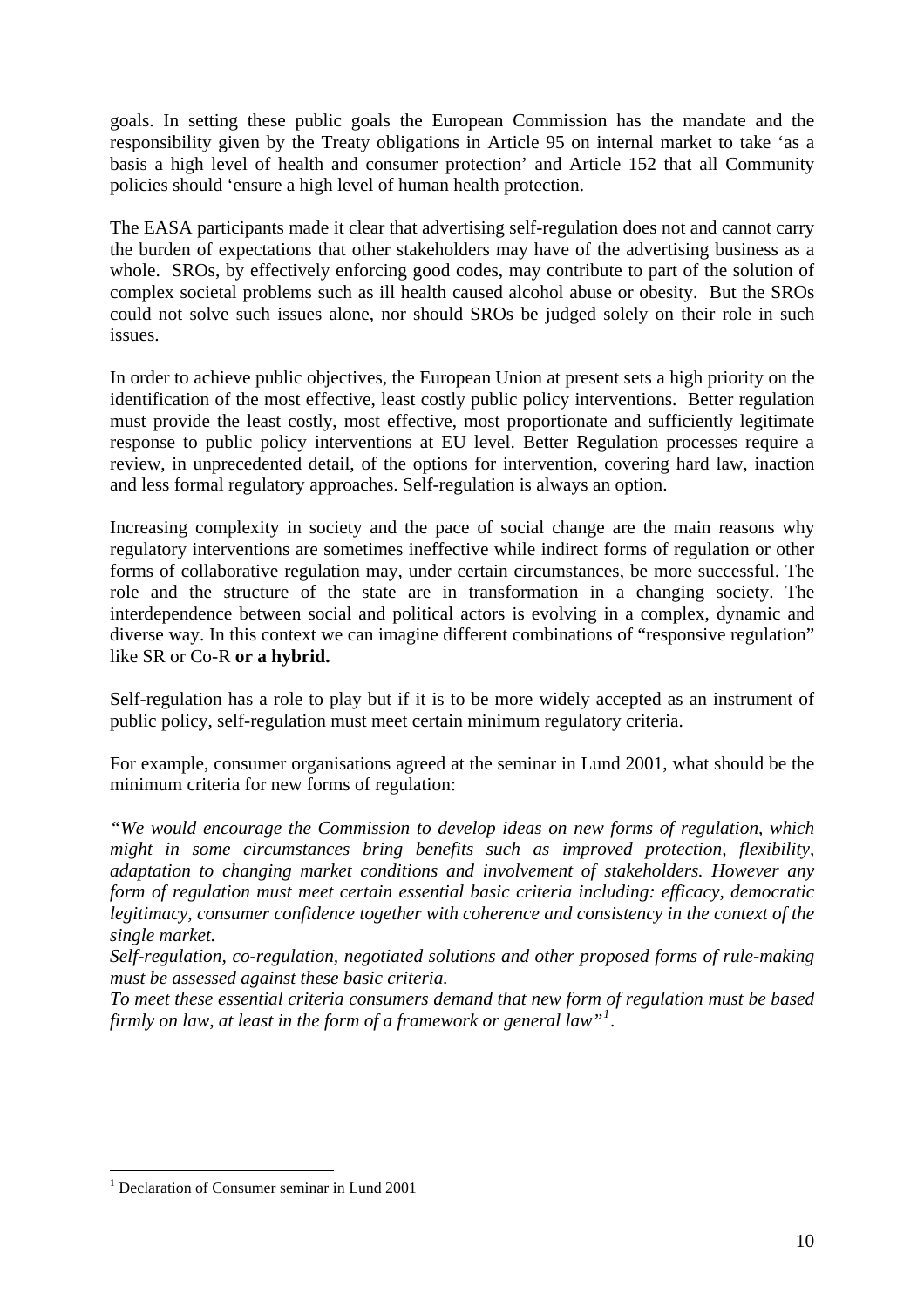goals. In setting these public goals the European Commission has the mandate and the responsibility given by the Treaty obligations in Article 95 on internal market to take 'as a basis a high level of health and consumer protection' and Article 152 that all Community policies should 'ensure a high level of human health protection.

The EASA participants made it clear that advertising self-regulation does not and cannot carry the burden of expectations that other stakeholders may have of the advertising business as a whole. SROs, by effectively enforcing good codes, may contribute to part of the solution of complex societal problems such as ill health caused alcohol abuse or obesity. But the SROs could not solve such issues alone, nor should SROs be judged solely on their role in such issues.

In order to achieve public objectives, the European Union at present sets a high priority on the identification of the most effective, least costly public policy interventions. Better regulation must provide the least costly, most effective, most proportionate and sufficiently legitimate response to public policy interventions at EU level. Better Regulation processes require a review, in unprecedented detail, of the options for intervention, covering hard law, inaction and less formal regulatory approaches. Self-regulation is always an option.

Increasing complexity in society and the pace of social change are the main reasons why regulatory interventions are sometimes ineffective while indirect forms of regulation or other forms of collaborative regulation may, under certain circumstances, be more successful. The role and the structure of the state are in transformation in a changing society. The interdependence between social and political actors is evolving in a complex, dynamic and diverse way. In this context we can imagine different combinations of "responsive regulation" like SR or Co-R **or a hybrid.**

Self-regulation has a role to play but if it is to be more widely accepted as an instrument of public policy, self-regulation must meet certain minimum regulatory criteria.

For example, consumer organisations agreed at the seminar in Lund 2001, what should be the minimum criteria for new forms of regulation:

*"We would encourage the Commission to develop ideas on new forms of regulation, which might in some circumstances bring benefits such as improved protection, flexibility, adaptation to changing market conditions and involvement of stakeholders. However any form of regulation must meet certain essential basic criteria including: efficacy, democratic legitimacy, consumer confidence together with coherence and consistency in the context of the single market.*

*Self-regulation, co-regulation, negotiated solutions and other proposed forms of rule-making must be assessed against these basic criteria.*

*To meet these essential criteria consumers demand that new form of regulation must be based firmly on law, at least in the form of a framework or general law"*[1].

---

[1] Declaration of Consumer seminar in Lund 2001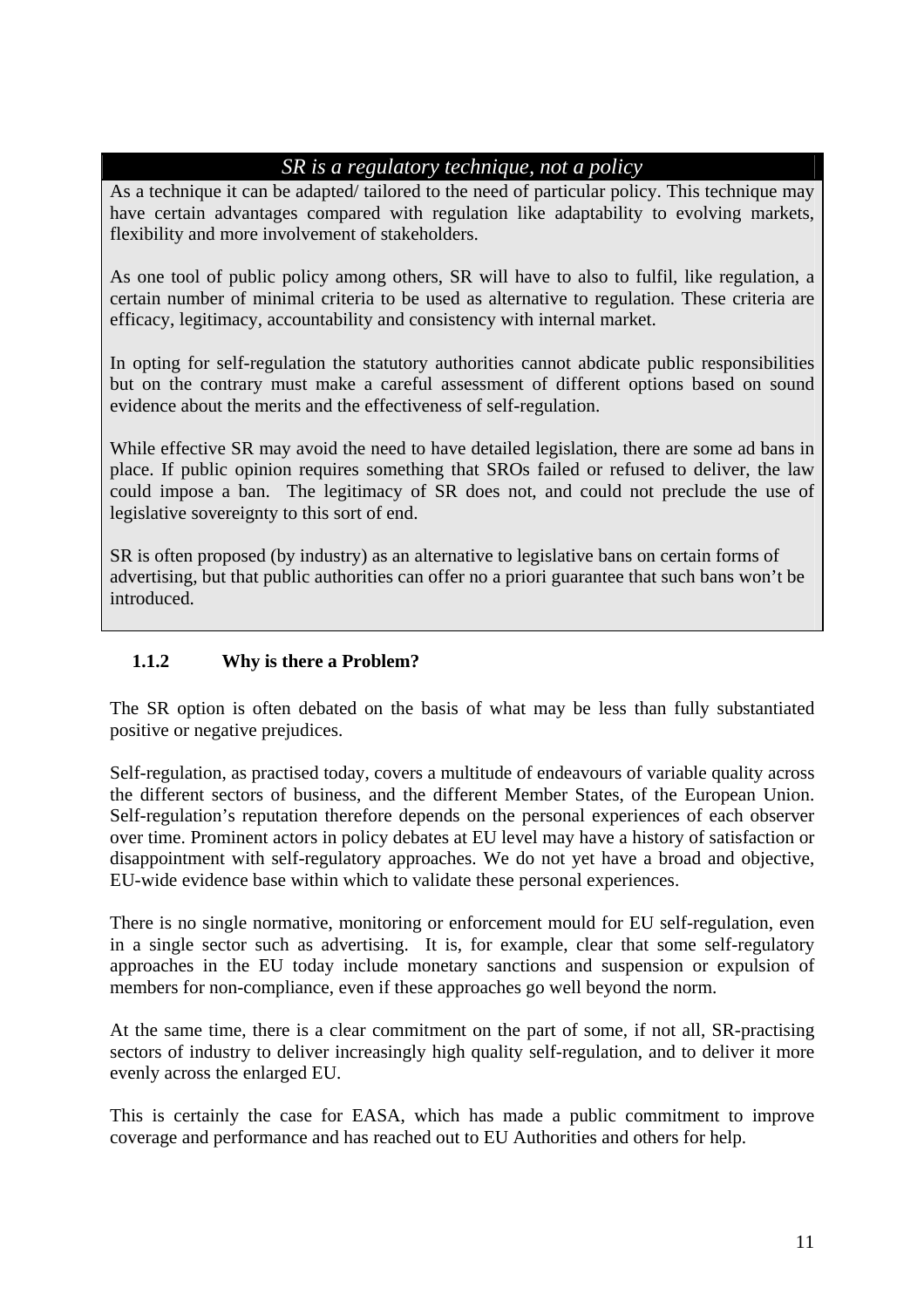*SR is a regulatory technique, not a policy*

As a technique it can be adapted/ tailored to the need of particular policy. This technique may have certain advantages compared with regulation like adaptability to evolving markets, flexibility and more involvement of stakeholders.

As one tool of public policy among others, SR will have to also to fulfil, like regulation, a certain number of minimal criteria to be used as alternative to regulation. These criteria are efficacy, legitimacy, accountability and consistency with internal market.

In opting for self-regulation the statutory authorities cannot abdicate public responsibilities but on the contrary must make a careful assessment of different options based on sound evidence about the merits and the effectiveness of self-regulation.

While effective SR may avoid the need to have detailed legislation, there are some ad bans in place. If public opinion requires something that SROs failed or refused to deliver, the law could impose a ban. The legitimacy of SR does not, and could not preclude the use of legislative sovereignty to this sort of end.

SR is often proposed (by industry) as an alternative to legislative bans on certain forms of advertising, but that public authorities can offer no a priori guarantee that such bans won't be introduced.

### 1.1.2 Why is there a Problem?

The SR option is often debated on the basis of what may be less than fully substantiated positive or negative prejudices.

Self-regulation, as practised today, covers a multitude of endeavours of variable quality across the different sectors of business, and the different Member States, of the European Union. Self-regulation's reputation therefore depends on the personal experiences of each observer over time. Prominent actors in policy debates at EU level may have a history of satisfaction or disappointment with self-regulatory approaches. We do not yet have a broad and objective, EU-wide evidence base within which to validate these personal experiences.

There is no single normative, monitoring or enforcement mould for EU self-regulation, even in a single sector such as advertising. It is, for example, clear that some self-regulatory approaches in the EU today include monetary sanctions and suspension or expulsion of members for non-compliance, even if these approaches go well beyond the norm.

At the same time, there is a clear commitment on the part of some, if not all, SR-practising sectors of industry to deliver increasingly high quality self-regulation, and to deliver it more evenly across the enlarged EU.

This is certainly the case for EASA, which has made a public commitment to improve coverage and performance and has reached out to EU Authorities and others for help.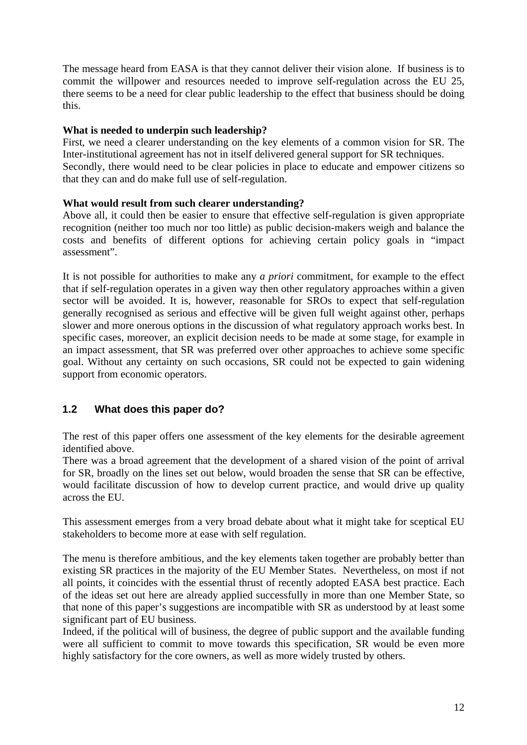The message heard from EASA is that they cannot deliver their vision alone. If business is to commit the willpower and resources needed to improve self-regulation across the EU 25, there seems to be a need for clear public leadership to the effect that business should be doing this.

**What is needed to underpin such leadership?**

First, we need a clearer understanding on the key elements of a common vision for SR. The Inter-institutional agreement has not in itself delivered general support for SR techniques.
Secondly, there would need to be clear policies in place to educate and empower citizens so that they can and do make full use of self-regulation.

**What would result from such clearer understanding?**

Above all, it could then be easier to ensure that effective self-regulation is given appropriate recognition (neither too much nor too little) as public decision-makers weigh and balance the costs and benefits of different options for achieving certain policy goals in "impact assessment".

It is not possible for authorities to make any *a priori* commitment, for example to the effect that if self-regulation operates in a given way then other regulatory approaches within a given sector will be avoided. It is, however, reasonable for SROs to expect that self-regulation generally recognised as serious and effective will be given full weight against other, perhaps slower and more onerous options in the discussion of what regulatory approach works best. In specific cases, moreover, an explicit decision needs to be made at some stage, for example in an impact assessment, that SR was preferred over other approaches to achieve some specific goal. Without any certainty on such occasions, SR could not be expected to gain widening support from economic operators.

## 1.2 What does this paper do?

The rest of this paper offers one assessment of the key elements for the desirable agreement identified above.
There was a broad agreement that the development of a shared vision of the point of arrival for SR, broadly on the lines set out below, would broaden the sense that SR can be effective, would facilitate discussion of how to develop current practice, and would drive up quality across the EU.

This assessment emerges from a very broad debate about what it might take for sceptical EU stakeholders to become more at ease with self regulation.

The menu is therefore ambitious, and the key elements taken together are probably better than existing SR practices in the majority of the EU Member States. Nevertheless, on most if not all points, it coincides with the essential thrust of recently adopted EASA best practice. Each of the ideas set out here are already applied successfully in more than one Member State, so that none of this paper's suggestions are incompatible with SR as understood by at least some significant part of EU business.
Indeed, if the political will of business, the degree of public support and the available funding were all sufficient to commit to move towards this specification, SR would be even more highly satisfactory for the core owners, as well as more widely trusted by others.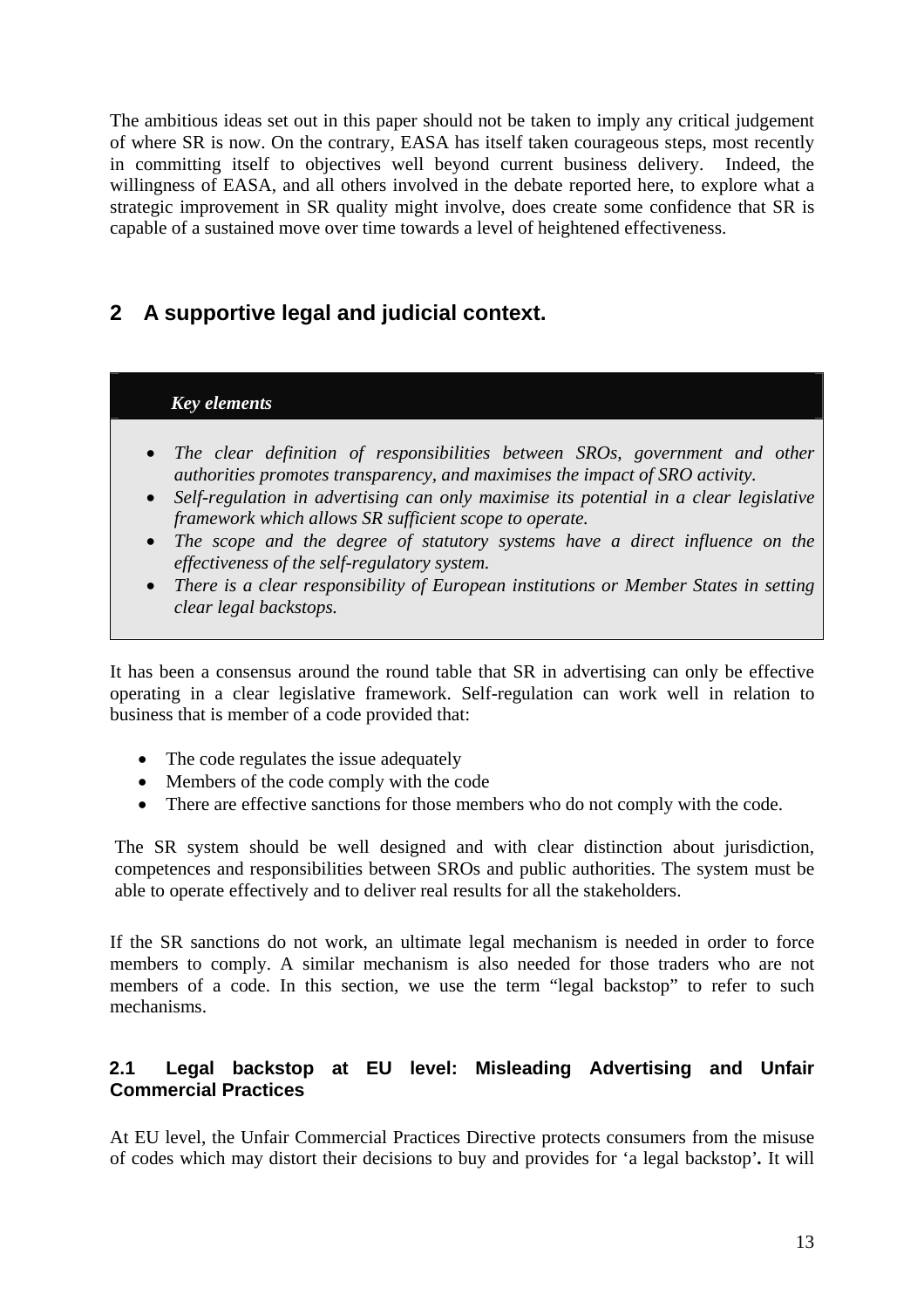The ambitious ideas set out in this paper should not be taken to imply any critical judgement of where SR is now. On the contrary, EASA has itself taken courageous steps, most recently in committing itself to objectives well beyond current business delivery. Indeed, the willingness of EASA, and all others involved in the debate reported here, to explore what a strategic improvement in SR quality might involve, does create some confidence that SR is capable of a sustained move over time towards a level of heightened effectiveness.

## 2 A supportive legal and judicial context.

***Key elements***

- *The clear definition of responsibilities between SROs, government and other authorities promotes transparency, and maximises the impact of SRO activity.*
- *Self-regulation in advertising can only maximise its potential in a clear legislative framework which allows SR sufficient scope to operate.*
- *The scope and the degree of statutory systems have a direct influence on the effectiveness of the self-regulatory system.*
- *There is a clear responsibility of European institutions or Member States in setting clear legal backstops.*

It has been a consensus around the round table that SR in advertising can only be effective operating in a clear legislative framework. Self-regulation can work well in relation to business that is member of a code provided that:

- The code regulates the issue adequately
- Members of the code comply with the code
- There are effective sanctions for those members who do not comply with the code.

The SR system should be well designed and with clear distinction about jurisdiction, competences and responsibilities between SROs and public authorities. The system must be able to operate effectively and to deliver real results for all the stakeholders.

If the SR sanctions do not work, an ultimate legal mechanism is needed in order to force members to comply. A similar mechanism is also needed for those traders who are not members of a code. In this section, we use the term "legal backstop" to refer to such mechanisms.

### 2.1 Legal backstop at EU level: Misleading Advertising and Unfair Commercial Practices

At EU level, the Unfair Commercial Practices Directive protects consumers from the misuse of codes which may distort their decisions to buy and provides for 'a legal backstop'**.** It will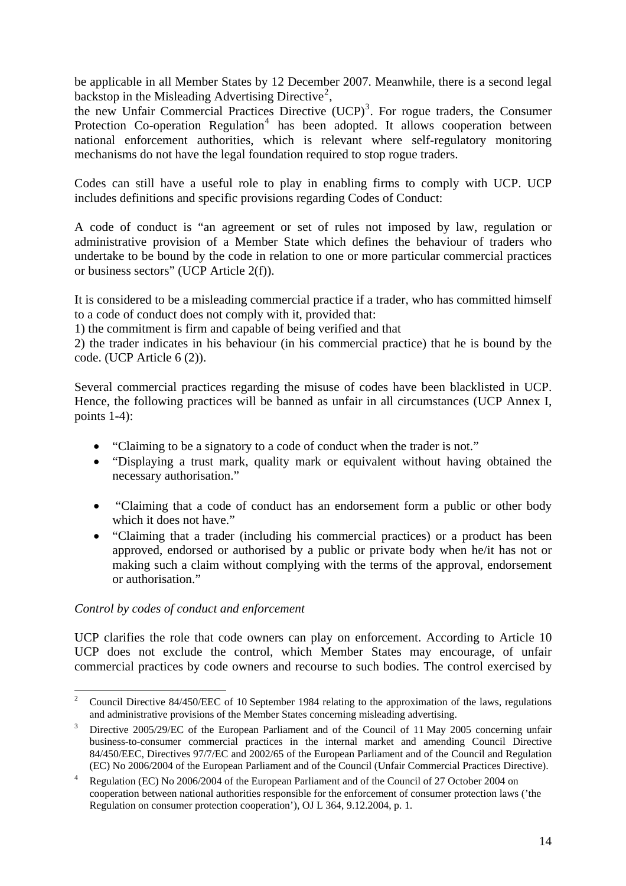be applicable in all Member States by 12 December 2007. Meanwhile, there is a second legal backstop in the Misleading Advertising Directive[2],

the new Unfair Commercial Practices Directive (UCP)[3]. For rogue traders, the Consumer Protection Co-operation Regulation[4] has been adopted. It allows cooperation between national enforcement authorities, which is relevant where self-regulatory monitoring mechanisms do not have the legal foundation required to stop rogue traders.

Codes can still have a useful role to play in enabling firms to comply with UCP. UCP includes definitions and specific provisions regarding Codes of Conduct:

A code of conduct is "an agreement or set of rules not imposed by law, regulation or administrative provision of a Member State which defines the behaviour of traders who undertake to be bound by the code in relation to one or more particular commercial practices or business sectors" (UCP Article 2(f)).

It is considered to be a misleading commercial practice if a trader, who has committed himself to a code of conduct does not comply with it, provided that:

1) the commitment is firm and capable of being verified and that

2) the trader indicates in his behaviour (in his commercial practice) that he is bound by the code. (UCP Article 6 (2)).

Several commercial practices regarding the misuse of codes have been blacklisted in UCP. Hence, the following practices will be banned as unfair in all circumstances (UCP Annex I, points 1-4):

- "Claiming to be a signatory to a code of conduct when the trader is not."
- "Displaying a trust mark, quality mark or equivalent without having obtained the necessary authorisation."
- "Claiming that a code of conduct has an endorsement form a public or other body which it does not have."
- "Claiming that a trader (including his commercial practices) or a product has been approved, endorsed or authorised by a public or private body when he/it has not or making such a claim without complying with the terms of the approval, endorsement or authorisation."

*Control by codes of conduct and enforcement*

UCP clarifies the role that code owners can play on enforcement. According to Article 10 UCP does not exclude the control, which Member States may encourage, of unfair commercial practices by code owners and recourse to such bodies. The control exercised by

---

[2] Council Directive 84/450/EEC of 10 September 1984 relating to the approximation of the laws, regulations and administrative provisions of the Member States concerning misleading advertising.

[3] Directive 2005/29/EC of the European Parliament and of the Council of 11 May 2005 concerning unfair business-to-consumer commercial practices in the internal market and amending Council Directive 84/450/EEC, Directives 97/7/EC and 2002/65 of the European Parliament and of the Council and Regulation (EC) No 2006/2004 of the European Parliament and of the Council (Unfair Commercial Practices Directive).

[4] Regulation (EC) No 2006/2004 of the European Parliament and of the Council of 27 October 2004 on cooperation between national authorities responsible for the enforcement of consumer protection laws ('the Regulation on consumer protection cooperation'), OJ L 364, 9.12.2004, p. 1.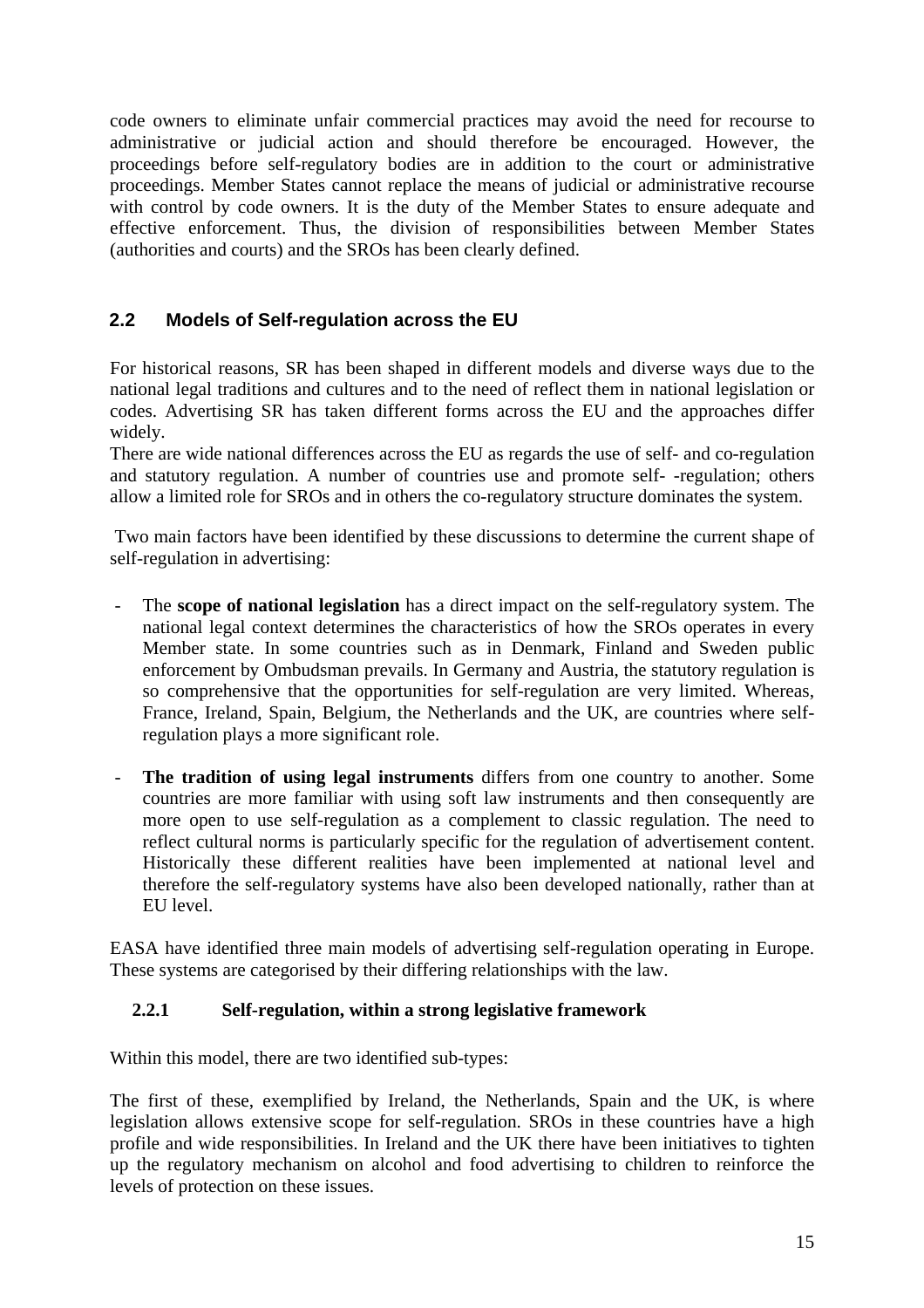code owners to eliminate unfair commercial practices may avoid the need for recourse to administrative or judicial action and should therefore be encouraged. However, the proceedings before self-regulatory bodies are in addition to the court or administrative proceedings. Member States cannot replace the means of judicial or administrative recourse with control by code owners. It is the duty of the Member States to ensure adequate and effective enforcement. Thus, the division of responsibilities between Member States (authorities and courts) and the SROs has been clearly defined.

## 2.2 Models of Self-regulation across the EU

For historical reasons, SR has been shaped in different models and diverse ways due to the national legal traditions and cultures and to the need of reflect them in national legislation or codes. Advertising SR has taken different forms across the EU and the approaches differ widely.

There are wide national differences across the EU as regards the use of self- and co-regulation and statutory regulation. A number of countries use and promote self- -regulation; others allow a limited role for SROs and in others the co-regulatory structure dominates the system.

Two main factors have been identified by these discussions to determine the current shape of self-regulation in advertising:

- The **scope of national legislation** has a direct impact on the self-regulatory system. The national legal context determines the characteristics of how the SROs operates in every Member state. In some countries such as in Denmark, Finland and Sweden public enforcement by Ombudsman prevails. In Germany and Austria, the statutory regulation is so comprehensive that the opportunities for self-regulation are very limited. Whereas, France, Ireland, Spain, Belgium, the Netherlands and the UK, are countries where self-regulation plays a more significant role.
- **The tradition of using legal instruments** differs from one country to another. Some countries are more familiar with using soft law instruments and then consequently are more open to use self-regulation as a complement to classic regulation. The need to reflect cultural norms is particularly specific for the regulation of advertisement content. Historically these different realities have been implemented at national level and therefore the self-regulatory systems have also been developed nationally, rather than at EU level.

EASA have identified three main models of advertising self-regulation operating in Europe. These systems are categorised by their differing relationships with the law.

### 2.2.1 Self-regulation, within a strong legislative framework

Within this model, there are two identified sub-types:

The first of these, exemplified by Ireland, the Netherlands, Spain and the UK, is where legislation allows extensive scope for self-regulation. SROs in these countries have a high profile and wide responsibilities. In Ireland and the UK there have been initiatives to tighten up the regulatory mechanism on alcohol and food advertising to children to reinforce the levels of protection on these issues.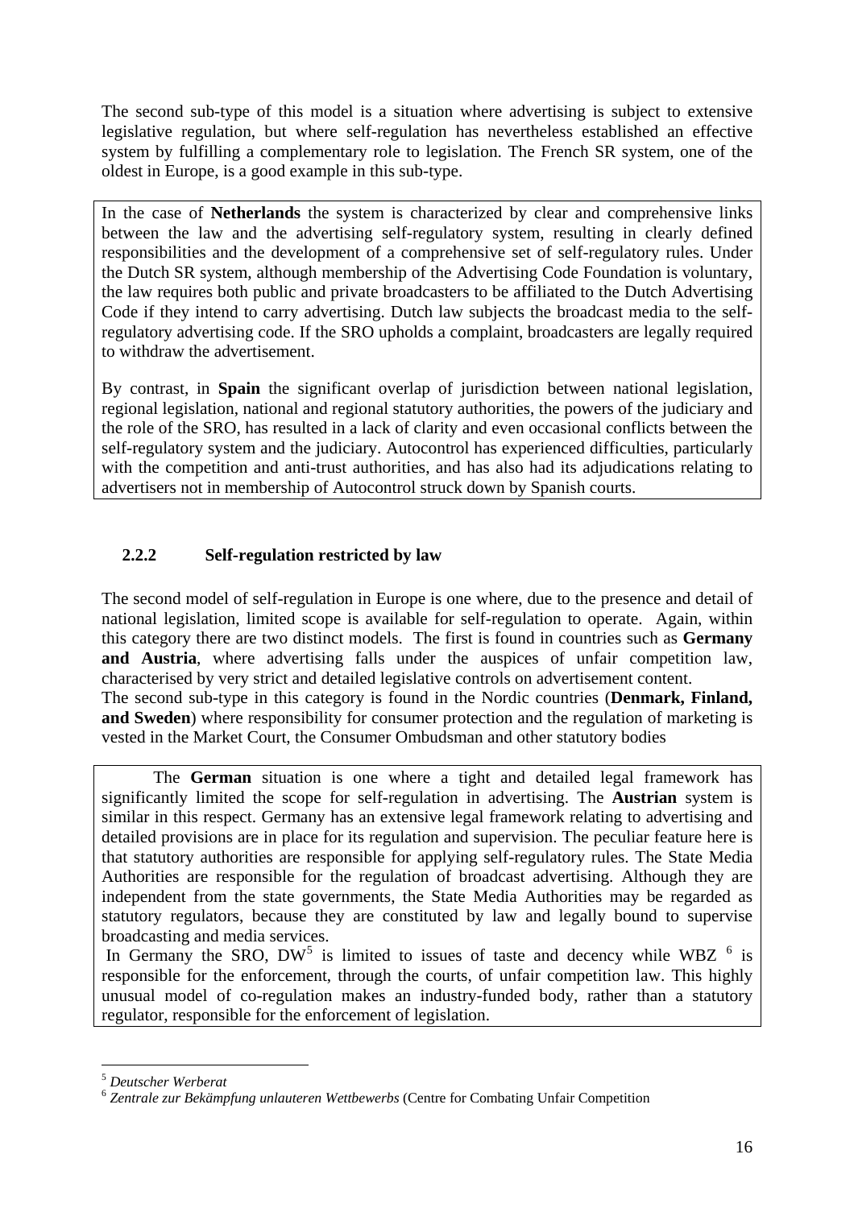The second sub-type of this model is a situation where advertising is subject to extensive legislative regulation, but where self-regulation has nevertheless established an effective system by fulfilling a complementary role to legislation. The French SR system, one of the oldest in Europe, is a good example in this sub-type.

In the case of **Netherlands** the system is characterized by clear and comprehensive links between the law and the advertising self-regulatory system, resulting in clearly defined responsibilities and the development of a comprehensive set of self-regulatory rules. Under the Dutch SR system, although membership of the Advertising Code Foundation is voluntary, the law requires both public and private broadcasters to be affiliated to the Dutch Advertising Code if they intend to carry advertising. Dutch law subjects the broadcast media to the self-regulatory advertising code. If the SRO upholds a complaint, broadcasters are legally required to withdraw the advertisement.

By contrast, in **Spain** the significant overlap of jurisdiction between national legislation, regional legislation, national and regional statutory authorities, the powers of the judiciary and the role of the SRO, has resulted in a lack of clarity and even occasional conflicts between the self-regulatory system and the judiciary. Autocontrol has experienced difficulties, particularly with the competition and anti-trust authorities, and has also had its adjudications relating to advertisers not in membership of Autocontrol struck down by Spanish courts.

### 2.2.2 Self-regulation restricted by law

The second model of self-regulation in Europe is one where, due to the presence and detail of national legislation, limited scope is available for self-regulation to operate. Again, within this category there are two distinct models. The first is found in countries such as **Germany and Austria**, where advertising falls under the auspices of unfair competition law, characterised by very strict and detailed legislative controls on advertisement content.
The second sub-type in this category is found in the Nordic countries (**Denmark, Finland, and Sweden**) where responsibility for consumer protection and the regulation of marketing is vested in the Market Court, the Consumer Ombudsman and other statutory bodies

The **German** situation is one where a tight and detailed legal framework has significantly limited the scope for self-regulation in advertising. The **Austrian** system is similar in this respect. Germany has an extensive legal framework relating to advertising and detailed provisions are in place for its regulation and supervision. The peculiar feature here is that statutory authorities are responsible for applying self-regulatory rules. The State Media Authorities are responsible for the regulation of broadcast advertising. Although they are independent from the state governments, the State Media Authorities may be regarded as statutory regulators, because they are constituted by law and legally bound to supervise broadcasting and media services.
In Germany the SRO, DW[5] is limited to issues of taste and decency while WBZ [6] is responsible for the enforcement, through the courts, of unfair competition law. This highly unusual model of co-regulation makes an industry-funded body, rather than a statutory regulator, responsible for the enforcement of legislation.

---

[5] *Deutscher Werberat*

[6] *Zentrale zur Bekämpfung unlauteren Wettbewerbs* (Centre for Combating Unfair Competition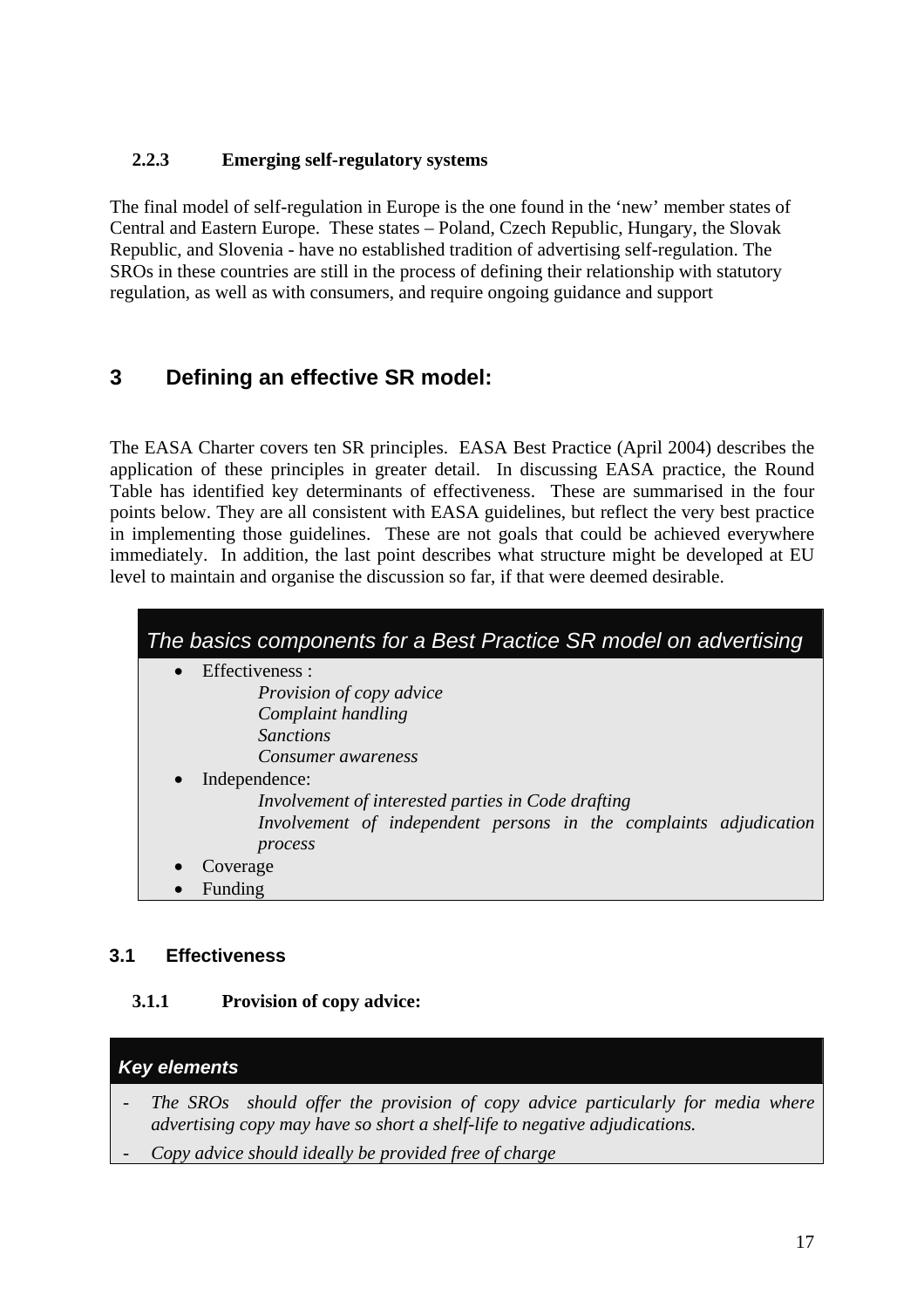#### 2.2.3 Emerging self-regulatory systems

The final model of self-regulation in Europe is the one found in the 'new' member states of Central and Eastern Europe. These states – Poland, Czech Republic, Hungary, the Slovak Republic, and Slovenia - have no established tradition of advertising self-regulation. The SROs in these countries are still in the process of defining their relationship with statutory regulation, as well as with consumers, and require ongoing guidance and support

## 3 Defining an effective SR model:

The EASA Charter covers ten SR principles. EASA Best Practice (April 2004) describes the application of these principles in greater detail. In discussing EASA practice, the Round Table has identified key determinants of effectiveness. These are summarised in the four points below. They are all consistent with EASA guidelines, but reflect the very best practice in implementing those guidelines. These are not goals that could be achieved everywhere immediately. In addition, the last point describes what structure might be developed at EU level to maintain and organise the discussion so far, if that were deemed desirable.

*The basics components for a Best Practice SR model on advertising*

- Effectiveness :
  - *Provision of copy advice*
  - *Complaint handling*
  - *Sanctions*
  - *Consumer awareness*
- Independence:
  - *Involvement of interested parties in Code drafting*
  - *Involvement of independent persons in the complaints adjudication process*
- Coverage
- Funding

### 3.1 Effectiveness

#### 3.1.1 Provision of copy advice:

***Key elements***

- *The SROs should offer the provision of copy advice particularly for media where advertising copy may have so short a shelf-life to negative adjudications.*
- *Copy advice should ideally be provided free of charge*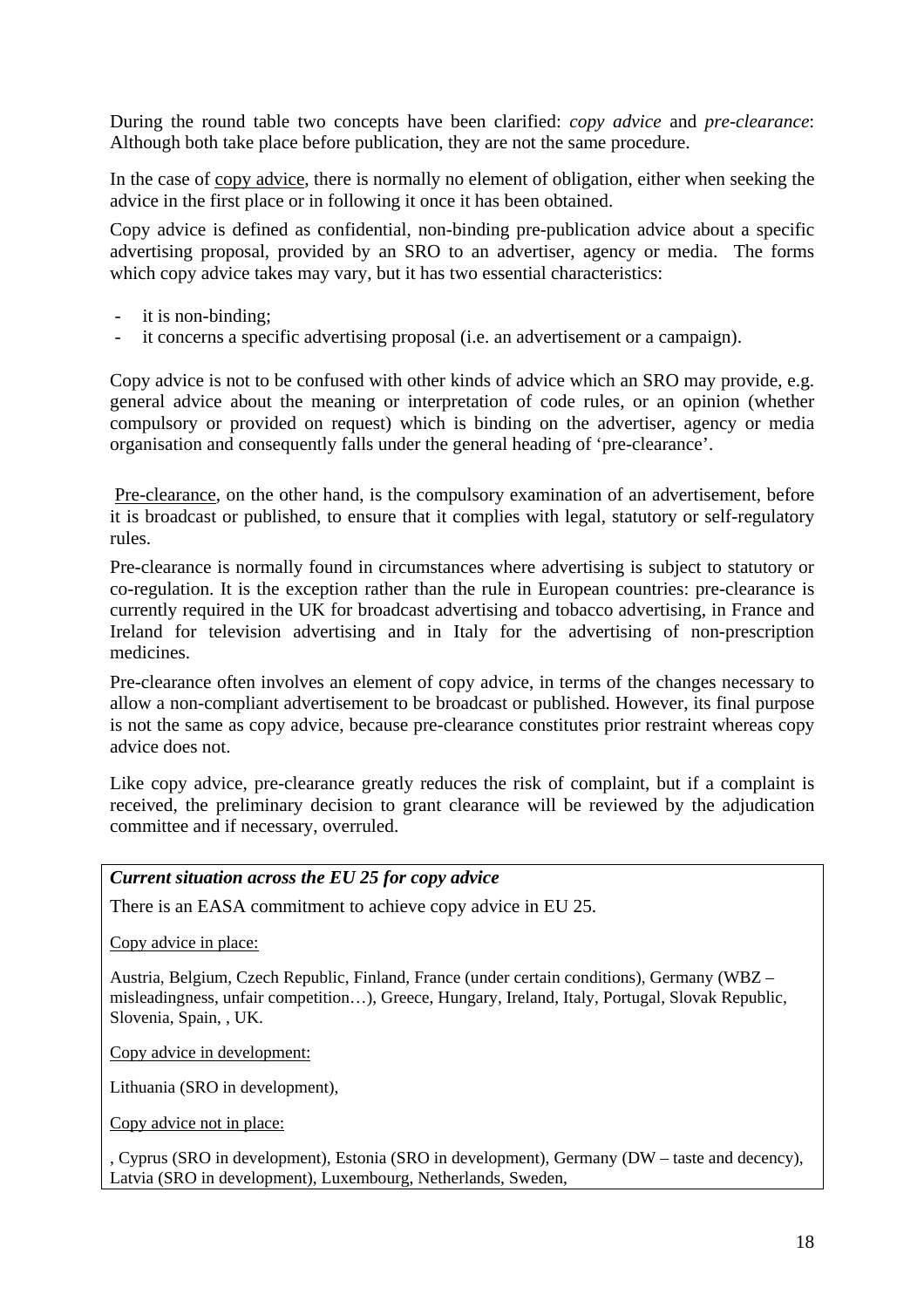During the round table two concepts have been clarified: *copy advice* and *pre-clearance*: Although both take place before publication, they are not the same procedure.

In the case of copy advice, there is normally no element of obligation, either when seeking the advice in the first place or in following it once it has been obtained.

Copy advice is defined as confidential, non-binding pre-publication advice about a specific advertising proposal, provided by an SRO to an advertiser, agency or media. The forms which copy advice takes may vary, but it has two essential characteristics:

- it is non-binding;
- it concerns a specific advertising proposal (i.e. an advertisement or a campaign).

Copy advice is not to be confused with other kinds of advice which an SRO may provide, e.g. general advice about the meaning or interpretation of code rules, or an opinion (whether compulsory or provided on request) which is binding on the advertiser, agency or media organisation and consequently falls under the general heading of 'pre-clearance'.

Pre-clearance, on the other hand, is the compulsory examination of an advertisement, before it is broadcast or published, to ensure that it complies with legal, statutory or self-regulatory rules.

Pre-clearance is normally found in circumstances where advertising is subject to statutory or co-regulation. It is the exception rather than the rule in European countries: pre-clearance is currently required in the UK for broadcast advertising and tobacco advertising, in France and Ireland for television advertising and in Italy for the advertising of non-prescription medicines.

Pre-clearance often involves an element of copy advice, in terms of the changes necessary to allow a non-compliant advertisement to be broadcast or published. However, its final purpose is not the same as copy advice, because pre-clearance constitutes prior restraint whereas copy advice does not.

Like copy advice, pre-clearance greatly reduces the risk of complaint, but if a complaint is received, the preliminary decision to grant clearance will be reviewed by the adjudication committee and if necessary, overruled.

***Current situation across the EU 25 for copy advice***

There is an EASA commitment to achieve copy advice in EU 25.

Copy advice in place:

Austria, Belgium, Czech Republic, Finland, France (under certain conditions), Germany (WBZ – misleadingness, unfair competition…), Greece, Hungary, Ireland, Italy, Portugal, Slovak Republic, Slovenia, Spain, , UK.

Copy advice in development:

Lithuania (SRO in development),

Copy advice not in place:

, Cyprus (SRO in development), Estonia (SRO in development), Germany (DW – taste and decency), Latvia (SRO in development), Luxembourg, Netherlands, Sweden,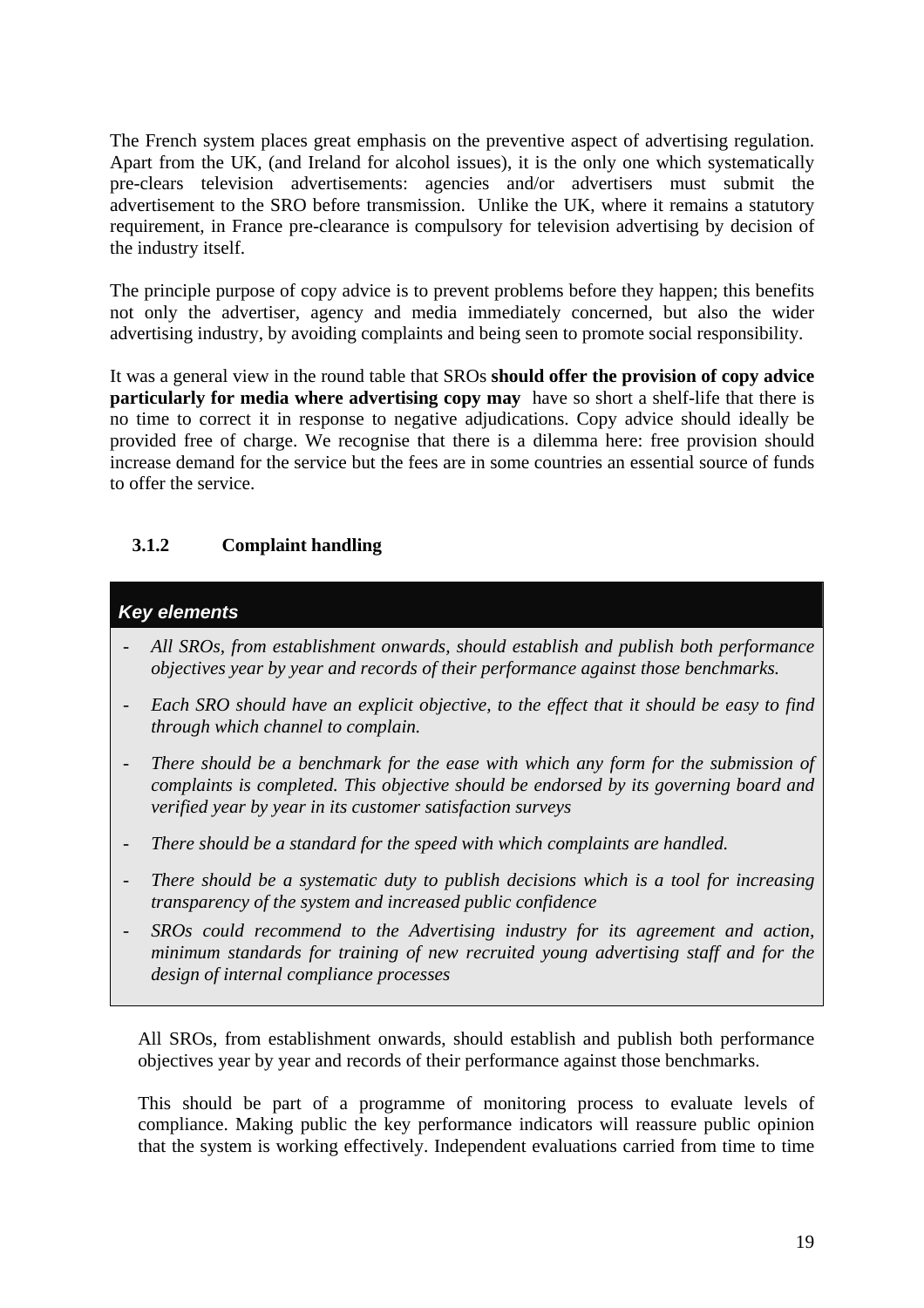The French system places great emphasis on the preventive aspect of advertising regulation. Apart from the UK, (and Ireland for alcohol issues), it is the only one which systematically pre-clears television advertisements: agencies and/or advertisers must submit the advertisement to the SRO before transmission. Unlike the UK, where it remains a statutory requirement, in France pre-clearance is compulsory for television advertising by decision of the industry itself.

The principle purpose of copy advice is to prevent problems before they happen; this benefits not only the advertiser, agency and media immediately concerned, but also the wider advertising industry, by avoiding complaints and being seen to promote social responsibility.

It was a general view in the round table that SROs **should offer the provision of copy advice particularly for media where advertising copy may** have so short a shelf-life that there is no time to correct it in response to negative adjudications. Copy advice should ideally be provided free of charge. We recognise that there is a dilemma here: free provision should increase demand for the service but the fees are in some countries an essential source of funds to offer the service.

### 3.1.2 Complaint handling

> ***Key elements***
>
> - *All SROs, from establishment onwards, should establish and publish both performance objectives year by year and records of their performance against those benchmarks.*
> - *Each SRO should have an explicit objective, to the effect that it should be easy to find through which channel to complain.*
> - *There should be a benchmark for the ease with which any form for the submission of complaints is completed. This objective should be endorsed by its governing board and verified year by year in its customer satisfaction surveys*
> - *There should be a standard for the speed with which complaints are handled.*
> - *There should be a systematic duty to publish decisions which is a tool for increasing transparency of the system and increased public confidence*
> - *SROs could recommend to the Advertising industry for its agreement and action, minimum standards for training of new recruited young advertising staff and for the design of internal compliance processes*

All SROs, from establishment onwards, should establish and publish both performance objectives year by year and records of their performance against those benchmarks.

This should be part of a programme of monitoring process to evaluate levels of compliance. Making public the key performance indicators will reassure public opinion that the system is working effectively. Independent evaluations carried from time to time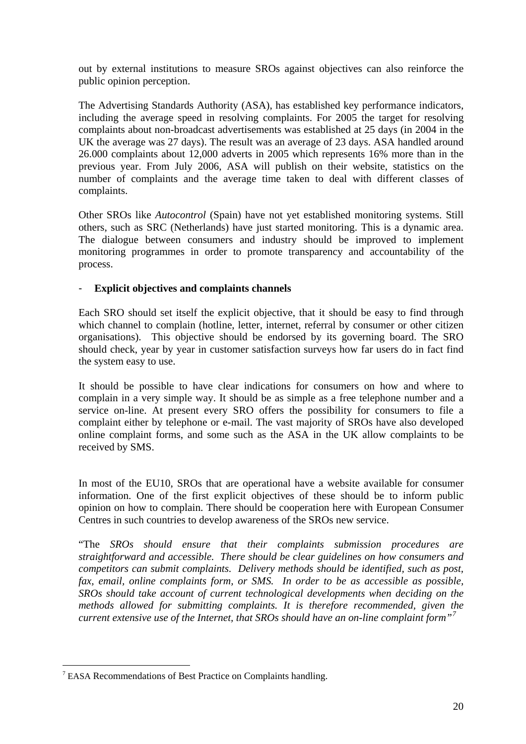out by external institutions to measure SROs against objectives can also reinforce the public opinion perception.

The Advertising Standards Authority (ASA), has established key performance indicators, including the average speed in resolving complaints. For 2005 the target for resolving complaints about non-broadcast advertisements was established at 25 days (in 2004 in the UK the average was 27 days). The result was an average of 23 days. ASA handled around 26.000 complaints about 12,000 adverts in 2005 which represents 16% more than in the previous year. From July 2006, ASA will publish on their website, statistics on the number of complaints and the average time taken to deal with different classes of complaints.

Other SROs like *Autocontrol* (Spain) have not yet established monitoring systems. Still others, such as SRC (Netherlands) have just started monitoring. This is a dynamic area. The dialogue between consumers and industry should be improved to implement monitoring programmes in order to promote transparency and accountability of the process.

- **Explicit objectives and complaints channels**

Each SRO should set itself the explicit objective, that it should be easy to find through which channel to complain (hotline, letter, internet, referral by consumer or other citizen organisations). This objective should be endorsed by its governing board. The SRO should check, year by year in customer satisfaction surveys how far users do in fact find the system easy to use.

It should be possible to have clear indications for consumers on how and where to complain in a very simple way. It should be as simple as a free telephone number and a service on-line. At present every SRO offers the possibility for consumers to file a complaint either by telephone or e-mail. The vast majority of SROs have also developed online complaint forms, and some such as the ASA in the UK allow complaints to be received by SMS.

In most of the EU10, SROs that are operational have a website available for consumer information. One of the first explicit objectives of these should be to inform public opinion on how to complain. There should be cooperation here with European Consumer Centres in such countries to develop awareness of the SROs new service.

"The *SROs should ensure that their complaints submission procedures are straightforward and accessible. There should be clear guidelines on how consumers and competitors can submit complaints. Delivery methods should be identified, such as post, fax, email, online complaints form, or SMS. In order to be as accessible as possible, SROs should take account of current technological developments when deciding on the methods allowed for submitting complaints. It is therefore recommended, given the current extensive use of the Internet, that SROs should have an on-line complaint form"*[7]

[7] EASA Recommendations of Best Practice on Complaints handling.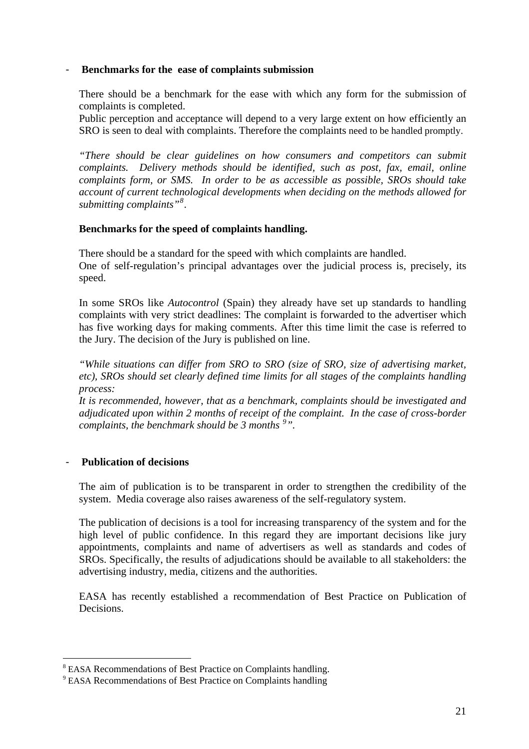- **Benchmarks for the ease of complaints submission**

There should be a benchmark for the ease with which any form for the submission of complaints is completed.
Public perception and acceptance will depend to a very large extent on how efficiently an SRO is seen to deal with complaints. Therefore the complaints need to be handled promptly.

*"There should be clear guidelines on how consumers and competitors can submit complaints. Delivery methods should be identified, such as post, fax, email, online complaints form, or SMS. In order to be as accessible as possible, SROs should take account of current technological developments when deciding on the methods allowed for submitting complaints"*[8].

**Benchmarks for the speed of complaints handling.**

There should be a standard for the speed with which complaints are handled.
One of self-regulation's principal advantages over the judicial process is, precisely, its speed.

In some SROs like *Autocontrol* (Spain) they already have set up standards to handling complaints with very strict deadlines: The complaint is forwarded to the advertiser which has five working days for making comments. After this time limit the case is referred to the Jury. The decision of the Jury is published on line.

*"While situations can differ from SRO to SRO (size of SRO, size of advertising market, etc), SROs should set clearly defined time limits for all stages of the complaints handling process:*
*It is recommended, however, that as a benchmark, complaints should be investigated and adjudicated upon within 2 months of receipt of the complaint. In the case of cross-border complaints, the benchmark should be 3 months*[9]*".*

- **Publication of decisions**

The aim of publication is to be transparent in order to strengthen the credibility of the system. Media coverage also raises awareness of the self-regulatory system.

The publication of decisions is a tool for increasing transparency of the system and for the high level of public confidence. In this regard they are important decisions like jury appointments, complaints and name of advertisers as well as standards and codes of SROs. Specifically, the results of adjudications should be available to all stakeholders: the advertising industry, media, citizens and the authorities.

EASA has recently established a recommendation of Best Practice on Publication of Decisions.

---

[8] EASA Recommendations of Best Practice on Complaints handling.
[9] EASA Recommendations of Best Practice on Complaints handling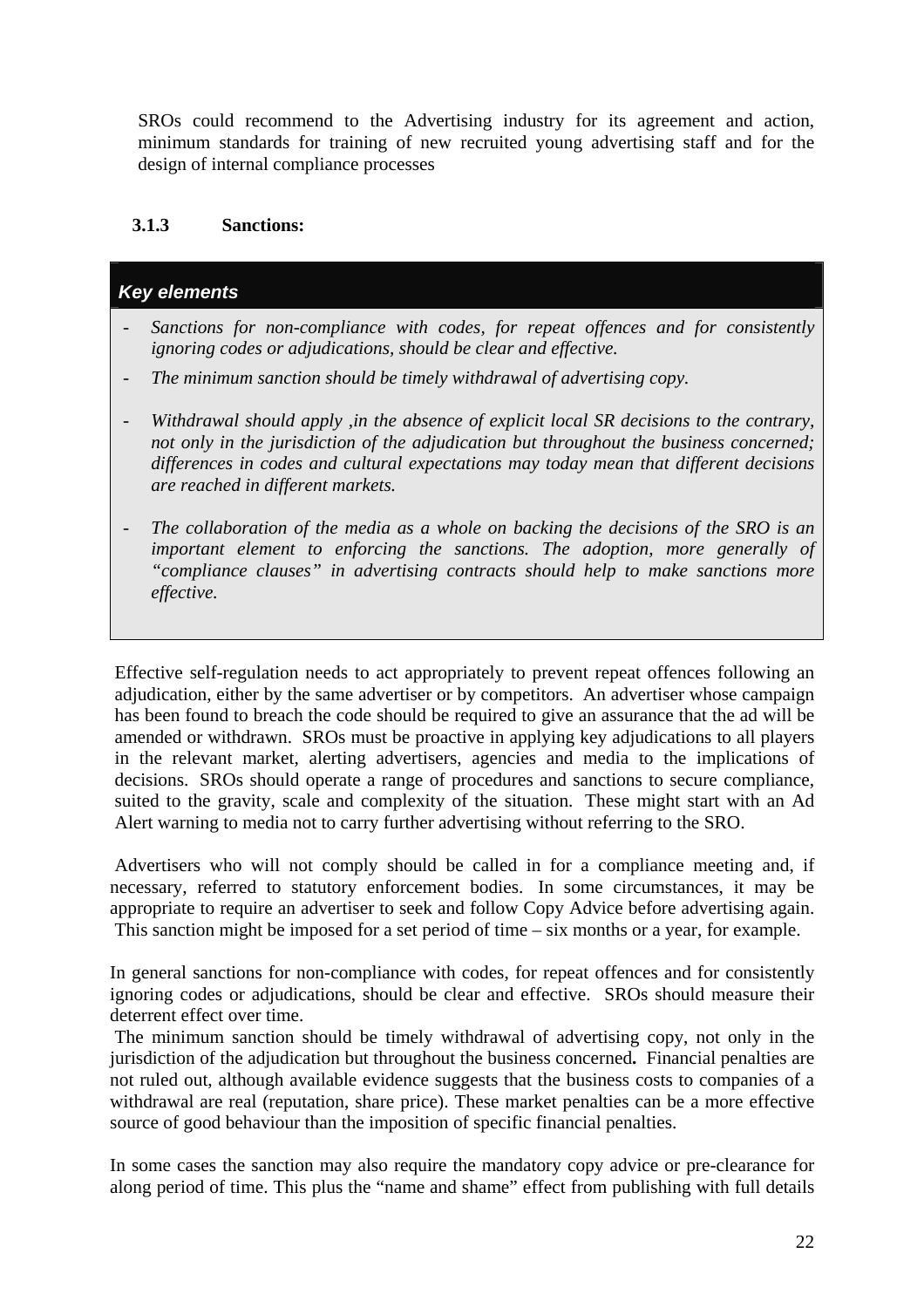SROs could recommend to the Advertising industry for its agreement and action, minimum standards for training of new recruited young advertising staff and for the design of internal compliance processes

### 3.1.3 Sanctions:

> ***Key elements***
>
> - *Sanctions for non-compliance with codes, for repeat offences and for consistently ignoring codes or adjudications, should be clear and effective.*
> - *The minimum sanction should be timely withdrawal of advertising copy.*
> - *Withdrawal should apply ,in the absence of explicit local SR decisions to the contrary, not only in the jurisdiction of the adjudication but throughout the business concerned; differences in codes and cultural expectations may today mean that different decisions are reached in different markets.*
> - *The collaboration of the media as a whole on backing the decisions of the SRO is an important element to enforcing the sanctions. The adoption, more generally of "compliance clauses" in advertising contracts should help to make sanctions more effective.*

Effective self-regulation needs to act appropriately to prevent repeat offences following an adjudication, either by the same advertiser or by competitors. An advertiser whose campaign has been found to breach the code should be required to give an assurance that the ad will be amended or withdrawn. SROs must be proactive in applying key adjudications to all players in the relevant market, alerting advertisers, agencies and media to the implications of decisions. SROs should operate a range of procedures and sanctions to secure compliance, suited to the gravity, scale and complexity of the situation. These might start with an Ad Alert warning to media not to carry further advertising without referring to the SRO.

Advertisers who will not comply should be called in for a compliance meeting and, if necessary, referred to statutory enforcement bodies. In some circumstances, it may be appropriate to require an advertiser to seek and follow Copy Advice before advertising again. This sanction might be imposed for a set period of time – six months or a year, for example.

In general sanctions for non-compliance with codes, for repeat offences and for consistently ignoring codes or adjudications, should be clear and effective. SROs should measure their deterrent effect over time.

The minimum sanction should be timely withdrawal of advertising copy, not only in the jurisdiction of the adjudication but throughout the business concerned**.** Financial penalties are not ruled out, although available evidence suggests that the business costs to companies of a withdrawal are real (reputation, share price). These market penalties can be a more effective source of good behaviour than the imposition of specific financial penalties.

In some cases the sanction may also require the mandatory copy advice or pre-clearance for along period of time. This plus the "name and shame" effect from publishing with full details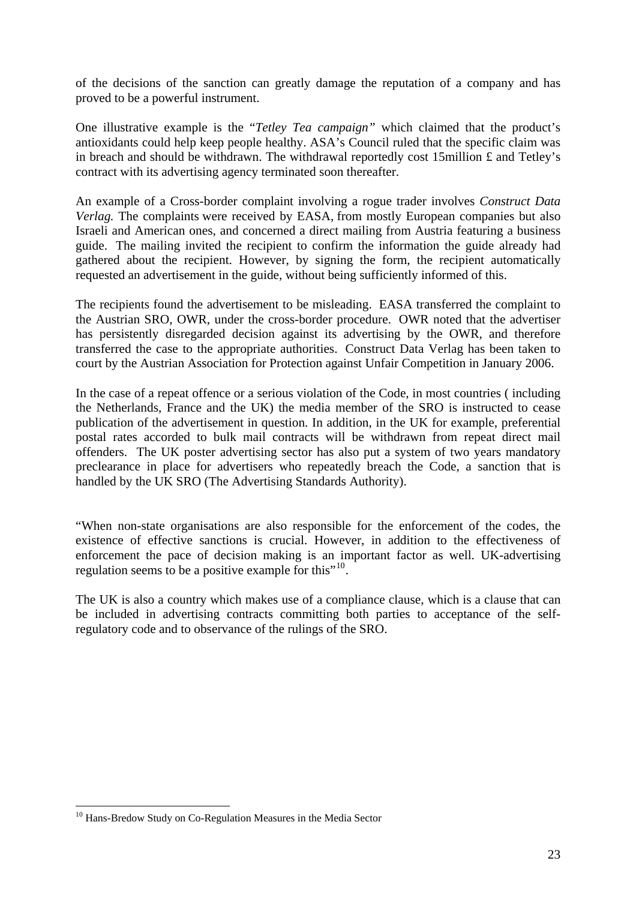of the decisions of the sanction can greatly damage the reputation of a company and has proved to be a powerful instrument.

One illustrative example is the "*Tetley Tea campaign"* which claimed that the product's antioxidants could help keep people healthy. ASA's Council ruled that the specific claim was in breach and should be withdrawn. The withdrawal reportedly cost 15million £ and Tetley's contract with its advertising agency terminated soon thereafter.

An example of a Cross-border complaint involving a rogue trader involves *Construct Data Verlag.* The complaints were received by EASA, from mostly European companies but also Israeli and American ones, and concerned a direct mailing from Austria featuring a business guide. The mailing invited the recipient to confirm the information the guide already had gathered about the recipient. However, by signing the form, the recipient automatically requested an advertisement in the guide, without being sufficiently informed of this.

The recipients found the advertisement to be misleading. EASA transferred the complaint to the Austrian SRO, OWR, under the cross-border procedure. OWR noted that the advertiser has persistently disregarded decision against its advertising by the OWR, and therefore transferred the case to the appropriate authorities. Construct Data Verlag has been taken to court by the Austrian Association for Protection against Unfair Competition in January 2006.

In the case of a repeat offence or a serious violation of the Code, in most countries ( including the Netherlands, France and the UK) the media member of the SRO is instructed to cease publication of the advertisement in question. In addition, in the UK for example, preferential postal rates accorded to bulk mail contracts will be withdrawn from repeat direct mail offenders. The UK poster advertising sector has also put a system of two years mandatory preclearance in place for advertisers who repeatedly breach the Code, a sanction that is handled by the UK SRO (The Advertising Standards Authority).

"When non-state organisations are also responsible for the enforcement of the codes, the existence of effective sanctions is crucial. However, in addition to the effectiveness of enforcement the pace of decision making is an important factor as well. UK-advertising regulation seems to be a positive example for this"[10].

The UK is also a country which makes use of a compliance clause, which is a clause that can be included in advertising contracts committing both parties to acceptance of the self-regulatory code and to observance of the rulings of the SRO.

[10] Hans-Bredow Study on Co-Regulation Measures in the Media Sector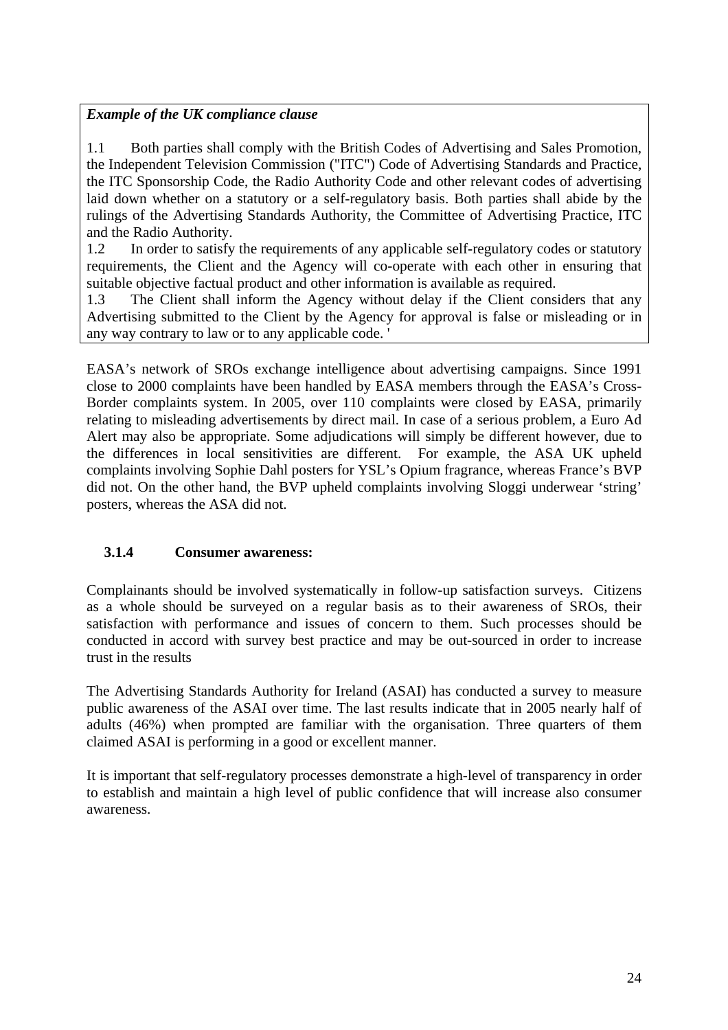***Example of the UK compliance clause***

1.1 Both parties shall comply with the British Codes of Advertising and Sales Promotion, the Independent Television Commission ("ITC") Code of Advertising Standards and Practice, the ITC Sponsorship Code, the Radio Authority Code and other relevant codes of advertising laid down whether on a statutory or a self-regulatory basis. Both parties shall abide by the rulings of the Advertising Standards Authority, the Committee of Advertising Practice, ITC and the Radio Authority.
1.2 In order to satisfy the requirements of any applicable self-regulatory codes or statutory requirements, the Client and the Agency will co-operate with each other in ensuring that suitable objective factual product and other information is available as required.
1.3 The Client shall inform the Agency without delay if the Client considers that any Advertising submitted to the Client by the Agency for approval is false or misleading or in any way contrary to law or to any applicable code. '

EASA's network of SROs exchange intelligence about advertising campaigns. Since 1991 close to 2000 complaints have been handled by EASA members through the EASA's Cross-Border complaints system. In 2005, over 110 complaints were closed by EASA, primarily relating to misleading advertisements by direct mail. In case of a serious problem, a Euro Ad Alert may also be appropriate. Some adjudications will simply be different however, due to the differences in local sensitivities are different. For example, the ASA UK upheld complaints involving Sophie Dahl posters for YSL's Opium fragrance, whereas France's BVP did not. On the other hand, the BVP upheld complaints involving Sloggi underwear 'string' posters, whereas the ASA did not.

### 3.1.4 Consumer awareness:

Complainants should be involved systematically in follow-up satisfaction surveys. Citizens as a whole should be surveyed on a regular basis as to their awareness of SROs, their satisfaction with performance and issues of concern to them. Such processes should be conducted in accord with survey best practice and may be out-sourced in order to increase trust in the results

The Advertising Standards Authority for Ireland (ASAI) has conducted a survey to measure public awareness of the ASAI over time. The last results indicate that in 2005 nearly half of adults (46%) when prompted are familiar with the organisation. Three quarters of them claimed ASAI is performing in a good or excellent manner.

It is important that self-regulatory processes demonstrate a high-level of transparency in order to establish and maintain a high level of public confidence that will increase also consumer awareness.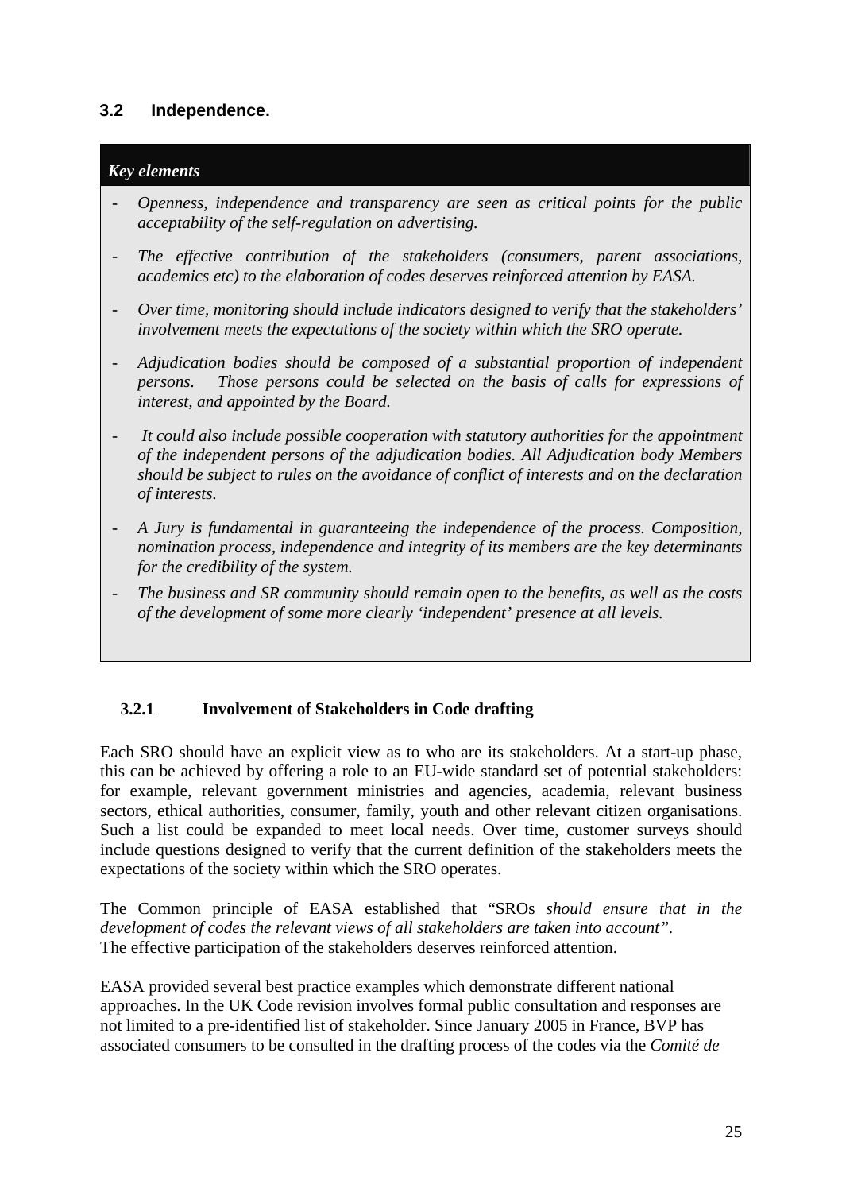## 3.2 Independence.

***Key elements***

- *Openness, independence and transparency are seen as critical points for the public acceptability of the self-regulation on advertising.*
- *The effective contribution of the stakeholders (consumers, parent associations, academics etc) to the elaboration of codes deserves reinforced attention by EASA.*
- *Over time, monitoring should include indicators designed to verify that the stakeholders' involvement meets the expectations of the society within which the SRO operate.*
- *Adjudication bodies should be composed of a substantial proportion of independent persons. Those persons could be selected on the basis of calls for expressions of interest, and appointed by the Board.*
- *It could also include possible cooperation with statutory authorities for the appointment of the independent persons of the adjudication bodies. All Adjudication body Members should be subject to rules on the avoidance of conflict of interests and on the declaration of interests.*
- *A Jury is fundamental in guaranteeing the independence of the process. Composition, nomination process, independence and integrity of its members are the key determinants for the credibility of the system.*
- *The business and SR community should remain open to the benefits, as well as the costs of the development of some more clearly 'independent' presence at all levels.*

### 3.2.1 Involvement of Stakeholders in Code drafting

Each SRO should have an explicit view as to who are its stakeholders. At a start-up phase, this can be achieved by offering a role to an EU-wide standard set of potential stakeholders: for example, relevant government ministries and agencies, academia, relevant business sectors, ethical authorities, consumer, family, youth and other relevant citizen organisations. Such a list could be expanded to meet local needs. Over time, customer surveys should include questions designed to verify that the current definition of the stakeholders meets the expectations of the society within which the SRO operates.

The Common principle of EASA established that "SROs *should ensure that in the development of codes the relevant views of all stakeholders are taken into account"*.
The effective participation of the stakeholders deserves reinforced attention.

EASA provided several best practice examples which demonstrate different national approaches. In the UK Code revision involves formal public consultation and responses are not limited to a pre-identified list of stakeholder. Since January 2005 in France, BVP has associated consumers to be consulted in the drafting process of the codes via the *Comité de*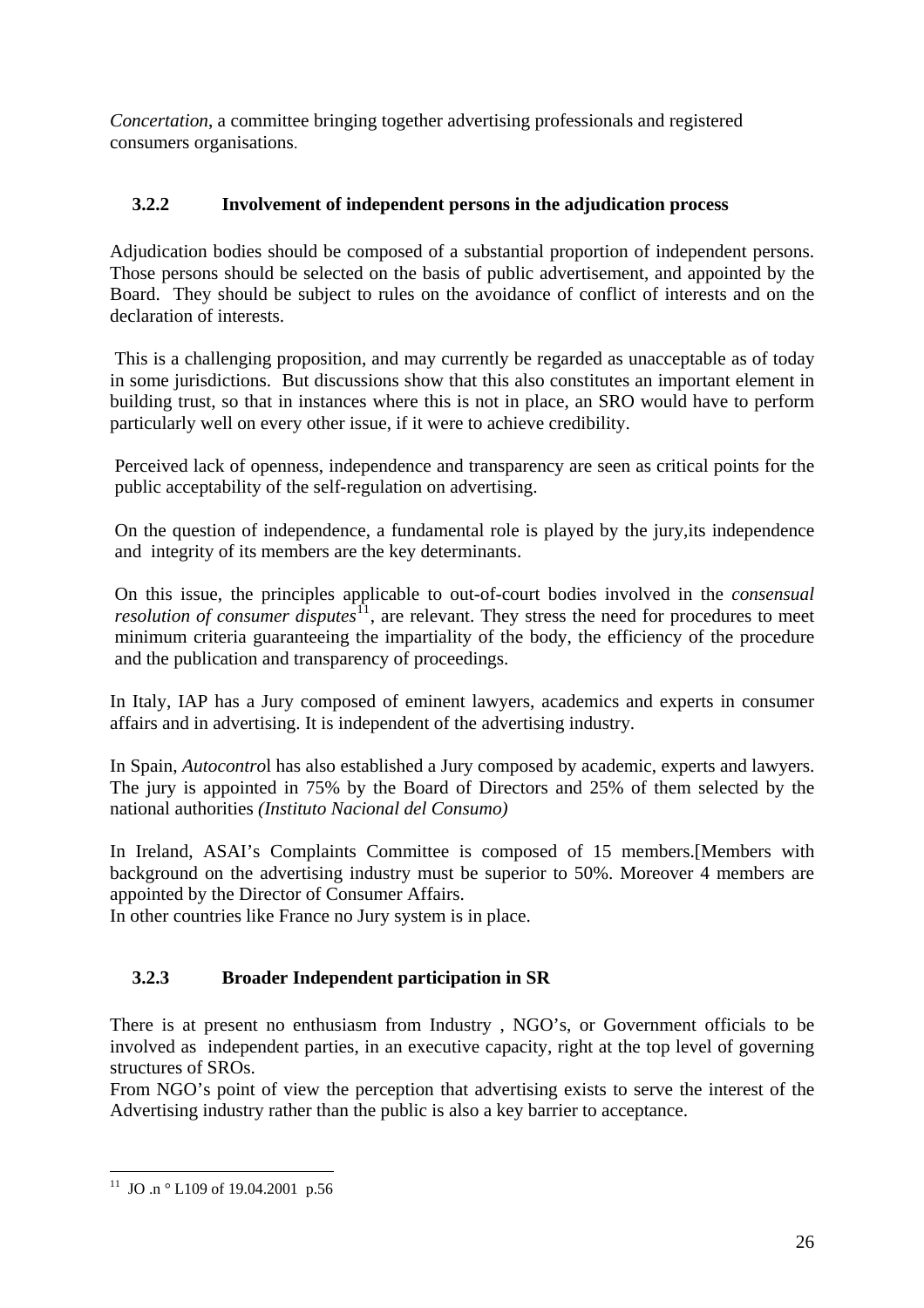*Concertation*, a committee bringing together advertising professionals and registered consumers organisations.

### 3.2.2 Involvement of independent persons in the adjudication process

Adjudication bodies should be composed of a substantial proportion of independent persons. Those persons should be selected on the basis of public advertisement, and appointed by the Board. They should be subject to rules on the avoidance of conflict of interests and on the declaration of interests.

This is a challenging proposition, and may currently be regarded as unacceptable as of today in some jurisdictions. But discussions show that this also constitutes an important element in building trust, so that in instances where this is not in place, an SRO would have to perform particularly well on every other issue, if it were to achieve credibility.

Perceived lack of openness, independence and transparency are seen as critical points for the public acceptability of the self-regulation on advertising.

On the question of independence, a fundamental role is played by the jury,its independence and integrity of its members are the key determinants.

On this issue, the principles applicable to out-of-court bodies involved in the *consensual resolution of consumer disputes*[11], are relevant. They stress the need for procedures to meet minimum criteria guaranteeing the impartiality of the body, the efficiency of the procedure and the publication and transparency of proceedings.

In Italy, IAP has a Jury composed of eminent lawyers, academics and experts in consumer affairs and in advertising. It is independent of the advertising industry.

In Spain, *Autocontro*l has also established a Jury composed by academic, experts and lawyers. The jury is appointed in 75% by the Board of Directors and 25% of them selected by the national authorities *(Instituto Nacional del Consumo)*

In Ireland, ASAI's Complaints Committee is composed of 15 members.[Members with background on the advertising industry must be superior to 50%. Moreover 4 members are appointed by the Director of Consumer Affairs.
In other countries like France no Jury system is in place.

### 3.2.3 Broader Independent participation in SR

There is at present no enthusiasm from Industry , NGO's, or Government officials to be involved as independent parties, in an executive capacity, right at the top level of governing structures of SROs.
From NGO's point of view the perception that advertising exists to serve the interest of the Advertising industry rather than the public is also a key barrier to acceptance.

[11] JO .n ° L109 of 19.04.2001 p.56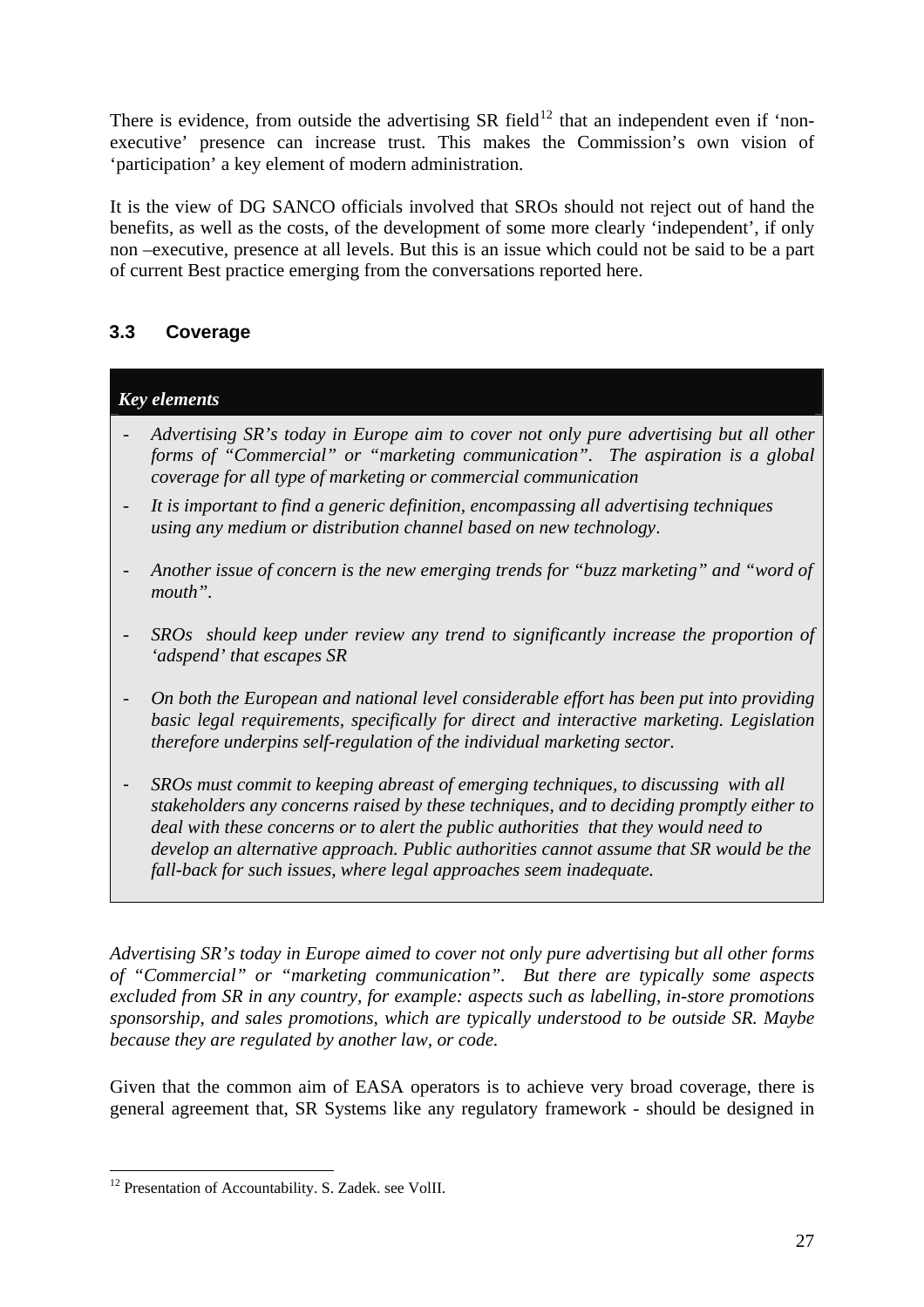There is evidence, from outside the advertising SR field[12] that an independent even if 'non-executive' presence can increase trust. This makes the Commission's own vision of 'participation' a key element of modern administration.

It is the view of DG SANCO officials involved that SROs should not reject out of hand the benefits, as well as the costs, of the development of some more clearly 'independent', if only non –executive, presence at all levels. But this is an issue which could not be said to be a part of current Best practice emerging from the conversations reported here.

## 3.3 Coverage

***Key elements***

- *Advertising SR's today in Europe aim to cover not only pure advertising but all other forms of "Commercial" or "marketing communication". The aspiration is a global coverage for all type of marketing or commercial communication*
- *It is important to find a generic definition, encompassing all advertising techniques using any medium or distribution channel based on new technology*.
- *Another issue of concern is the new emerging trends for "buzz marketing" and "word of mouth".*
- *SROs should keep under review any trend to significantly increase the proportion of 'adspend' that escapes SR*
- *On both the European and national level considerable effort has been put into providing basic legal requirements, specifically for direct and interactive marketing. Legislation therefore underpins self-regulation of the individual marketing sector.*
- *SROs must commit to keeping abreast of emerging techniques, to discussing with all stakeholders any concerns raised by these techniques, and to deciding promptly either to deal with these concerns or to alert the public authorities that they would need to develop an alternative approach. Public authorities cannot assume that SR would be the fall-back for such issues, where legal approaches seem inadequate.*

*Advertising SR's today in Europe aimed to cover not only pure advertising but all other forms of "Commercial" or "marketing communication". But there are typically some aspects excluded from SR in any country, for example: aspects such as labelling, in-store promotions sponsorship, and sales promotions, which are typically understood to be outside SR. Maybe because they are regulated by another law, or code.*

Given that the common aim of EASA operators is to achieve very broad coverage, there is general agreement that, SR Systems like any regulatory framework - should be designed in

[12] Presentation of Accountability. S. Zadek. see VolII.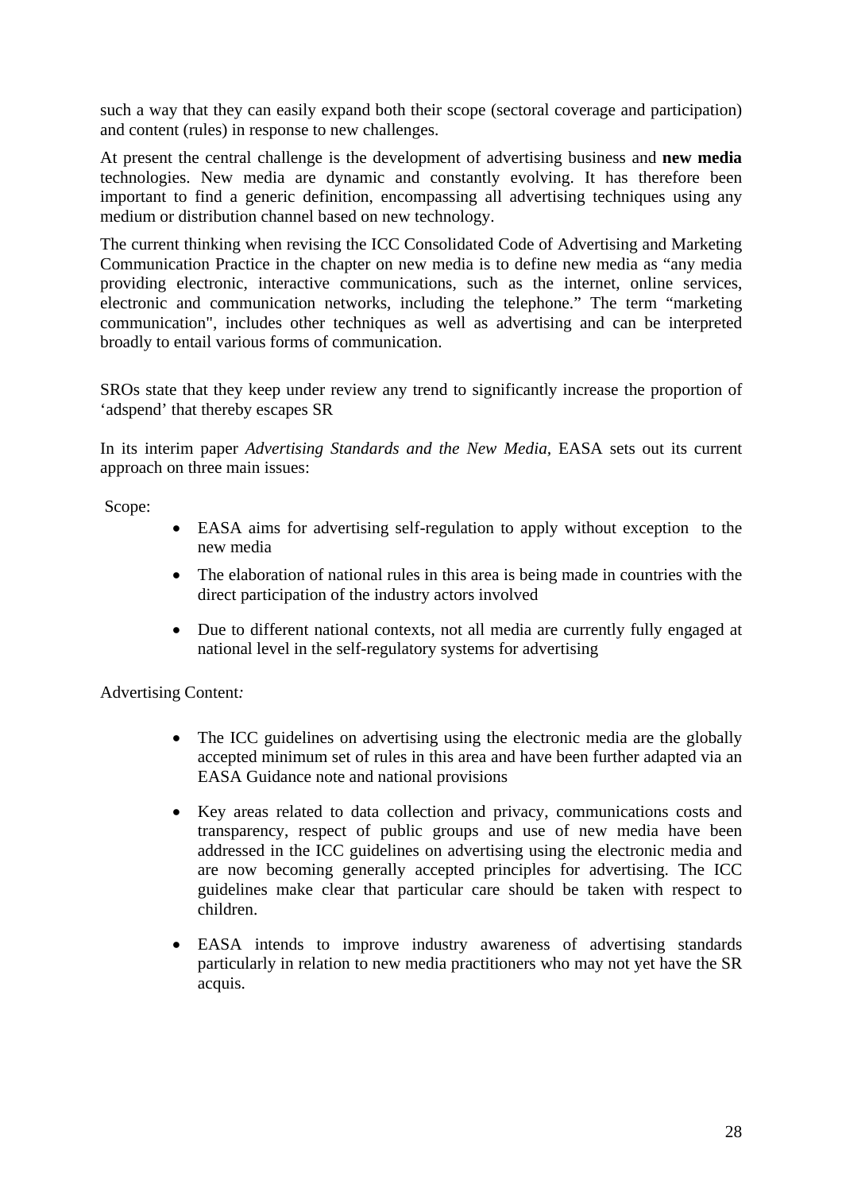such a way that they can easily expand both their scope (sectoral coverage and participation) and content (rules) in response to new challenges.

At present the central challenge is the development of advertising business and **new media** technologies. New media are dynamic and constantly evolving. It has therefore been important to find a generic definition, encompassing all advertising techniques using any medium or distribution channel based on new technology.

The current thinking when revising the ICC Consolidated Code of Advertising and Marketing Communication Practice in the chapter on new media is to define new media as "any media providing electronic, interactive communications, such as the internet, online services, electronic and communication networks, including the telephone." The term "marketing communication", includes other techniques as well as advertising and can be interpreted broadly to entail various forms of communication.

SROs state that they keep under review any trend to significantly increase the proportion of 'adspend' that thereby escapes SR

In its interim paper *Advertising Standards and the New Media*, EASA sets out its current approach on three main issues:

Scope:

- EASA aims for advertising self-regulation to apply without exception to the new media
- The elaboration of national rules in this area is being made in countries with the direct participation of the industry actors involved
- Due to different national contexts, not all media are currently fully engaged at national level in the self-regulatory systems for advertising

Advertising Content:

- The ICC guidelines on advertising using the electronic media are the globally accepted minimum set of rules in this area and have been further adapted via an EASA Guidance note and national provisions
- Key areas related to data collection and privacy, communications costs and transparency, respect of public groups and use of new media have been addressed in the ICC guidelines on advertising using the electronic media and are now becoming generally accepted principles for advertising. The ICC guidelines make clear that particular care should be taken with respect to children.
- EASA intends to improve industry awareness of advertising standards particularly in relation to new media practitioners who may not yet have the SR acquis.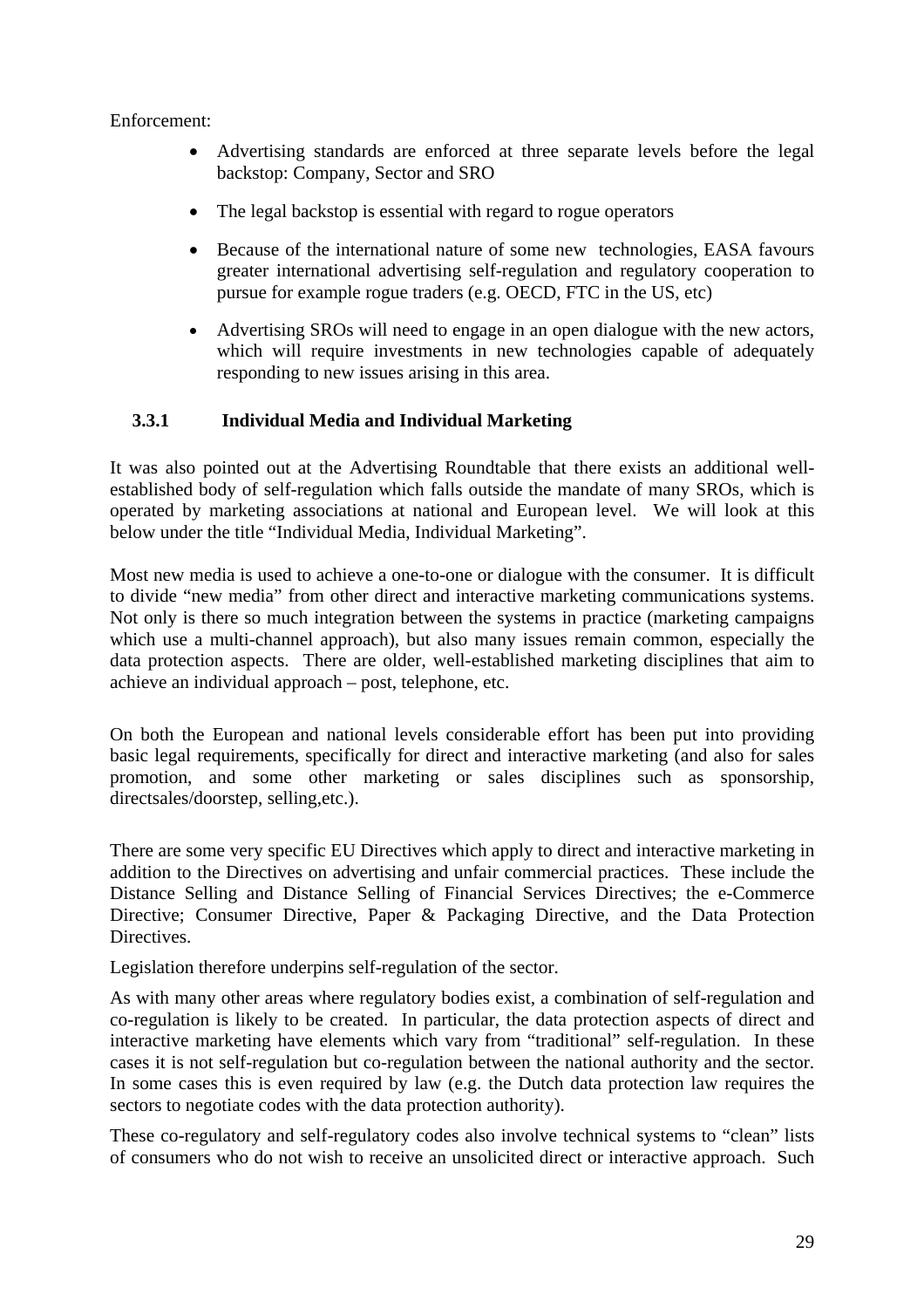Enforcement:

- Advertising standards are enforced at three separate levels before the legal backstop: Company, Sector and SRO
- The legal backstop is essential with regard to rogue operators
- Because of the international nature of some new technologies, EASA favours greater international advertising self-regulation and regulatory cooperation to pursue for example rogue traders (e.g. OECD, FTC in the US, etc)
- Advertising SROs will need to engage in an open dialogue with the new actors, which will require investments in new technologies capable of adequately responding to new issues arising in this area.

### 3.3.1 Individual Media and Individual Marketing

It was also pointed out at the Advertising Roundtable that there exists an additional well-established body of self-regulation which falls outside the mandate of many SROs, which is operated by marketing associations at national and European level. We will look at this below under the title "Individual Media, Individual Marketing".

Most new media is used to achieve a one-to-one or dialogue with the consumer. It is difficult to divide "new media" from other direct and interactive marketing communications systems. Not only is there so much integration between the systems in practice (marketing campaigns which use a multi-channel approach), but also many issues remain common, especially the data protection aspects. There are older, well-established marketing disciplines that aim to achieve an individual approach – post, telephone, etc.

On both the European and national levels considerable effort has been put into providing basic legal requirements, specifically for direct and interactive marketing (and also for sales promotion, and some other marketing or sales disciplines such as sponsorship, directsales/doorstep, selling,etc.).

There are some very specific EU Directives which apply to direct and interactive marketing in addition to the Directives on advertising and unfair commercial practices. These include the Distance Selling and Distance Selling of Financial Services Directives; the e-Commerce Directive; Consumer Directive, Paper & Packaging Directive, and the Data Protection Directives.

Legislation therefore underpins self-regulation of the sector.

As with many other areas where regulatory bodies exist, a combination of self-regulation and co-regulation is likely to be created. In particular, the data protection aspects of direct and interactive marketing have elements which vary from "traditional" self-regulation. In these cases it is not self-regulation but co-regulation between the national authority and the sector. In some cases this is even required by law (e.g. the Dutch data protection law requires the sectors to negotiate codes with the data protection authority).

These co-regulatory and self-regulatory codes also involve technical systems to "clean" lists of consumers who do not wish to receive an unsolicited direct or interactive approach. Such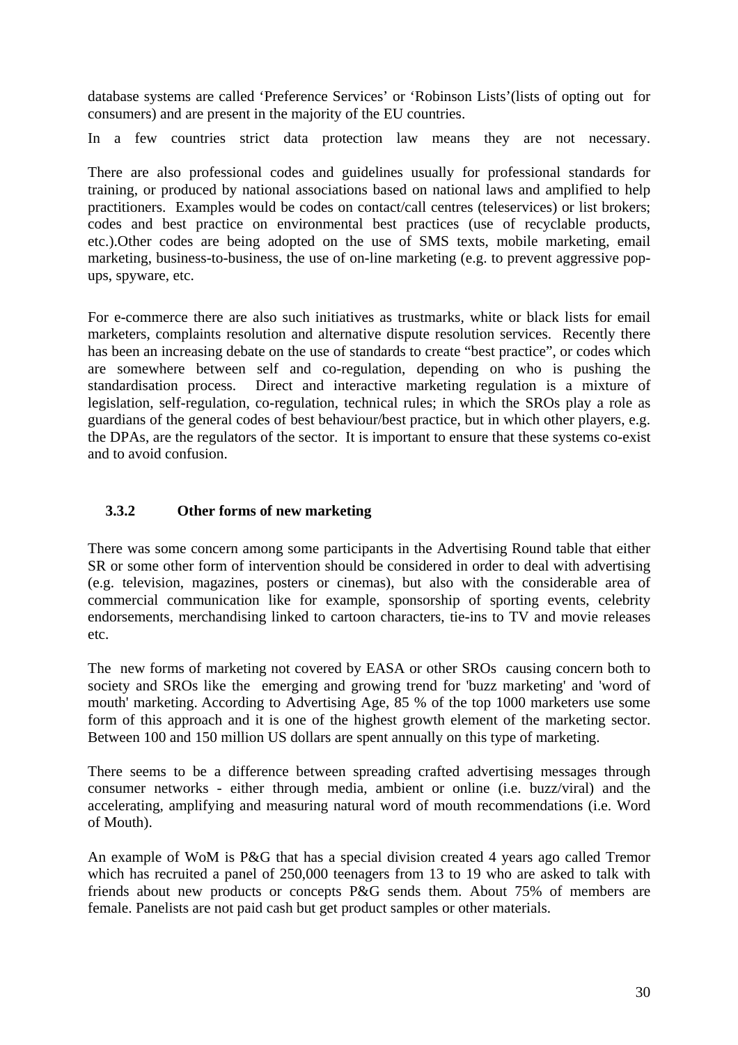database systems are called 'Preference Services' or 'Robinson Lists'(lists of opting out for consumers) and are present in the majority of the EU countries.

In a few countries strict data protection law means they are not necessary.

There are also professional codes and guidelines usually for professional standards for training, or produced by national associations based on national laws and amplified to help practitioners. Examples would be codes on contact/call centres (teleservices) or list brokers; codes and best practice on environmental best practices (use of recyclable products, etc.).Other codes are being adopted on the use of SMS texts, mobile marketing, email marketing, business-to-business, the use of on-line marketing (e.g. to prevent aggressive pop-ups, spyware, etc.

For e-commerce there are also such initiatives as trustmarks, white or black lists for email marketers, complaints resolution and alternative dispute resolution services. Recently there has been an increasing debate on the use of standards to create "best practice", or codes which are somewhere between self and co-regulation, depending on who is pushing the standardisation process. Direct and interactive marketing regulation is a mixture of legislation, self-regulation, co-regulation, technical rules; in which the SROs play a role as guardians of the general codes of best behaviour/best practice, but in which other players, e.g. the DPAs, are the regulators of the sector. It is important to ensure that these systems co-exist and to avoid confusion.

### 3.3.2 Other forms of new marketing

There was some concern among some participants in the Advertising Round table that either SR or some other form of intervention should be considered in order to deal with advertising (e.g. television, magazines, posters or cinemas), but also with the considerable area of commercial communication like for example, sponsorship of sporting events, celebrity endorsements, merchandising linked to cartoon characters, tie-ins to TV and movie releases etc.

The new forms of marketing not covered by EASA or other SROs causing concern both to society and SROs like the emerging and growing trend for 'buzz marketing' and 'word of mouth' marketing. According to Advertising Age, 85 % of the top 1000 marketers use some form of this approach and it is one of the highest growth element of the marketing sector. Between 100 and 150 million US dollars are spent annually on this type of marketing.

There seems to be a difference between spreading crafted advertising messages through consumer networks - either through media, ambient or online (i.e. buzz/viral) and the accelerating, amplifying and measuring natural word of mouth recommendations (i.e. Word of Mouth).

An example of WoM is P&G that has a special division created 4 years ago called Tremor which has recruited a panel of 250,000 teenagers from 13 to 19 who are asked to talk with friends about new products or concepts P&G sends them. About 75% of members are female. Panelists are not paid cash but get product samples or other materials.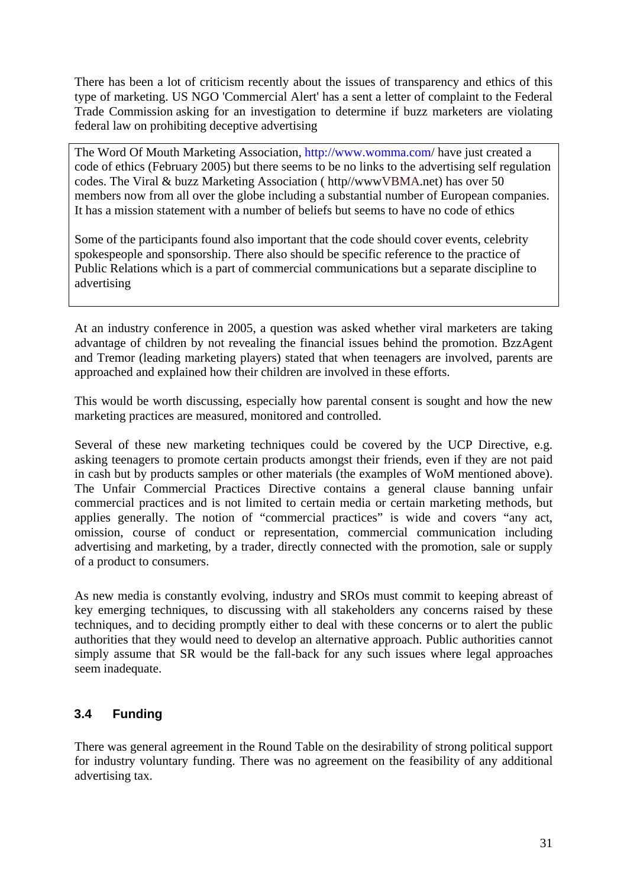There has been a lot of criticism recently about the issues of transparency and ethics of this type of marketing. US NGO 'Commercial Alert' has a sent a letter of complaint to the Federal Trade Commission asking for an investigation to determine if buzz marketers are violating federal law on prohibiting deceptive advertising

> The Word Of Mouth Marketing Association, http://www.womma.com/ have just created a code of ethics (February 2005) but there seems to be no links to the advertising self regulation codes. The Viral & buzz Marketing Association ( http//wwwVBMA.net) has over 50 members now from all over the globe including a substantial number of European companies. It has a mission statement with a number of beliefs but seems to have no code of ethics
>
> Some of the participants found also important that the code should cover events, celebrity spokespeople and sponsorship. There also should be specific reference to the practice of Public Relations which is a part of commercial communications but a separate discipline to advertising

At an industry conference in 2005, a question was asked whether viral marketers are taking advantage of children by not revealing the financial issues behind the promotion. BzzAgent and Tremor (leading marketing players) stated that when teenagers are involved, parents are approached and explained how their children are involved in these efforts.

This would be worth discussing, especially how parental consent is sought and how the new marketing practices are measured, monitored and controlled.

Several of these new marketing techniques could be covered by the UCP Directive, e.g. asking teenagers to promote certain products amongst their friends, even if they are not paid in cash but by products samples or other materials (the examples of WoM mentioned above). The Unfair Commercial Practices Directive contains a general clause banning unfair commercial practices and is not limited to certain media or certain marketing methods, but applies generally. The notion of "commercial practices" is wide and covers "any act, omission, course of conduct or representation, commercial communication including advertising and marketing, by a trader, directly connected with the promotion, sale or supply of a product to consumers.

As new media is constantly evolving, industry and SROs must commit to keeping abreast of key emerging techniques, to discussing with all stakeholders any concerns raised by these techniques, and to deciding promptly either to deal with these concerns or to alert the public authorities that they would need to develop an alternative approach. Public authorities cannot simply assume that SR would be the fall-back for any such issues where legal approaches seem inadequate.

### 3.4 Funding

There was general agreement in the Round Table on the desirability of strong political support for industry voluntary funding. There was no agreement on the feasibility of any additional advertising tax.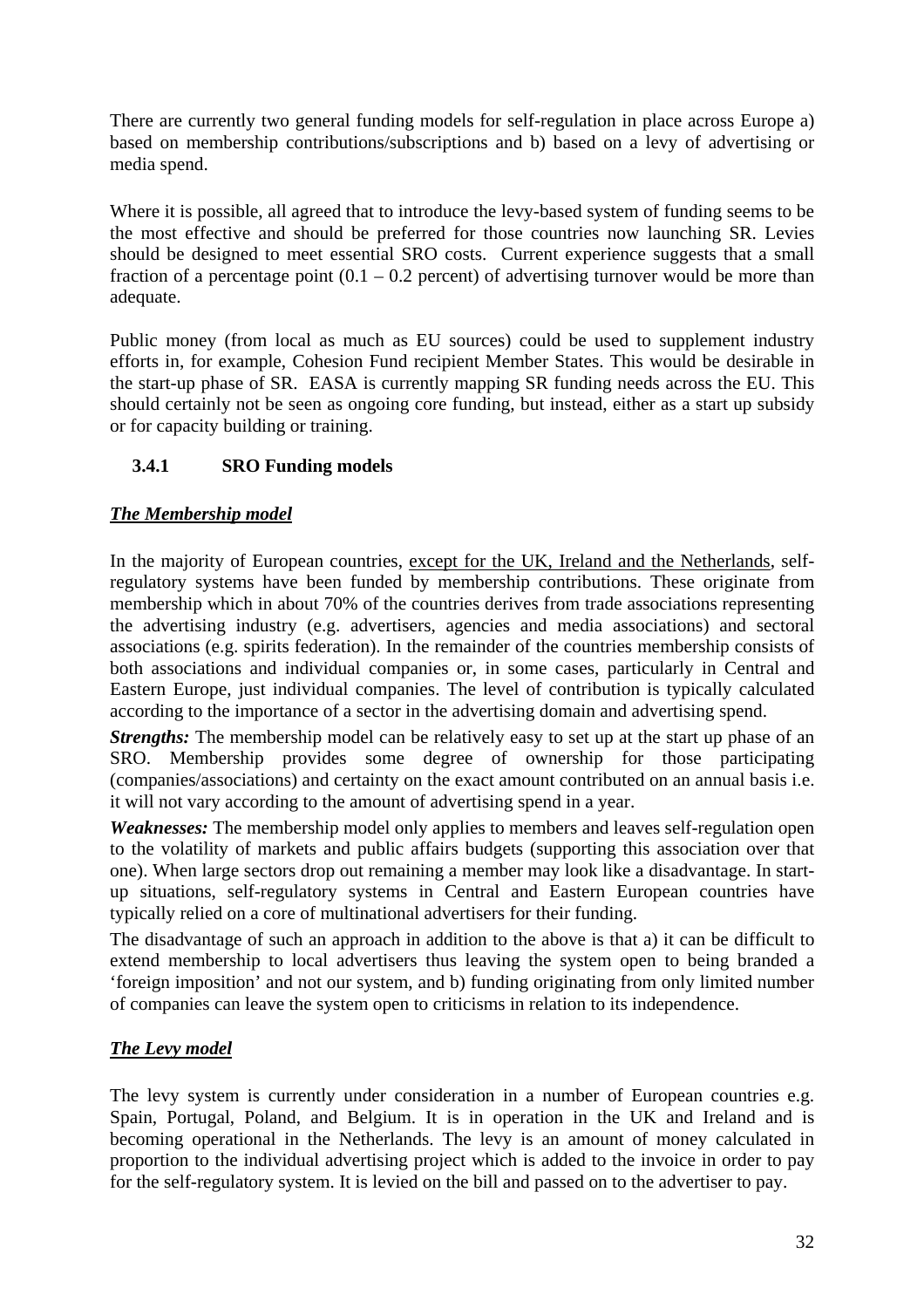There are currently two general funding models for self-regulation in place across Europe a) based on membership contributions/subscriptions and b) based on a levy of advertising or media spend.

Where it is possible, all agreed that to introduce the levy-based system of funding seems to be the most effective and should be preferred for those countries now launching SR. Levies should be designed to meet essential SRO costs. Current experience suggests that a small fraction of a percentage point (0.1 – 0.2 percent) of advertising turnover would be more than adequate.

Public money (from local as much as EU sources) could be used to supplement industry efforts in, for example, Cohesion Fund recipient Member States. This would be desirable in the start-up phase of SR. EASA is currently mapping SR funding needs across the EU. This should certainly not be seen as ongoing core funding, but instead, either as a start up subsidy or for capacity building or training.

### 3.4.1 SRO Funding models

***<u>The Membership model</u>***

In the majority of European countries, <u>except for the UK, Ireland and the Netherlands</u>, self-regulatory systems have been funded by membership contributions. These originate from membership which in about 70% of the countries derives from trade associations representing the advertising industry (e.g. advertisers, agencies and media associations) and sectoral associations (e.g. spirits federation). In the remainder of the countries membership consists of both associations and individual companies or, in some cases, particularly in Central and Eastern Europe, just individual companies. The level of contribution is typically calculated according to the importance of a sector in the advertising domain and advertising spend.

***Strengths:*** The membership model can be relatively easy to set up at the start up phase of an SRO. Membership provides some degree of ownership for those participating (companies/associations) and certainty on the exact amount contributed on an annual basis i.e. it will not vary according to the amount of advertising spend in a year.

***Weaknesses:*** The membership model only applies to members and leaves self-regulation open to the volatility of markets and public affairs budgets (supporting this association over that one). When large sectors drop out remaining a member may look like a disadvantage. In start-up situations, self-regulatory systems in Central and Eastern European countries have typically relied on a core of multinational advertisers for their funding.

The disadvantage of such an approach in addition to the above is that a) it can be difficult to extend membership to local advertisers thus leaving the system open to being branded a 'foreign imposition' and not our system, and b) funding originating from only limited number of companies can leave the system open to criticisms in relation to its independence.

***<u>The Levy model</u>***

The levy system is currently under consideration in a number of European countries e.g. Spain, Portugal, Poland, and Belgium. It is in operation in the UK and Ireland and is becoming operational in the Netherlands. The levy is an amount of money calculated in proportion to the individual advertising project which is added to the invoice in order to pay for the self-regulatory system. It is levied on the bill and passed on to the advertiser to pay.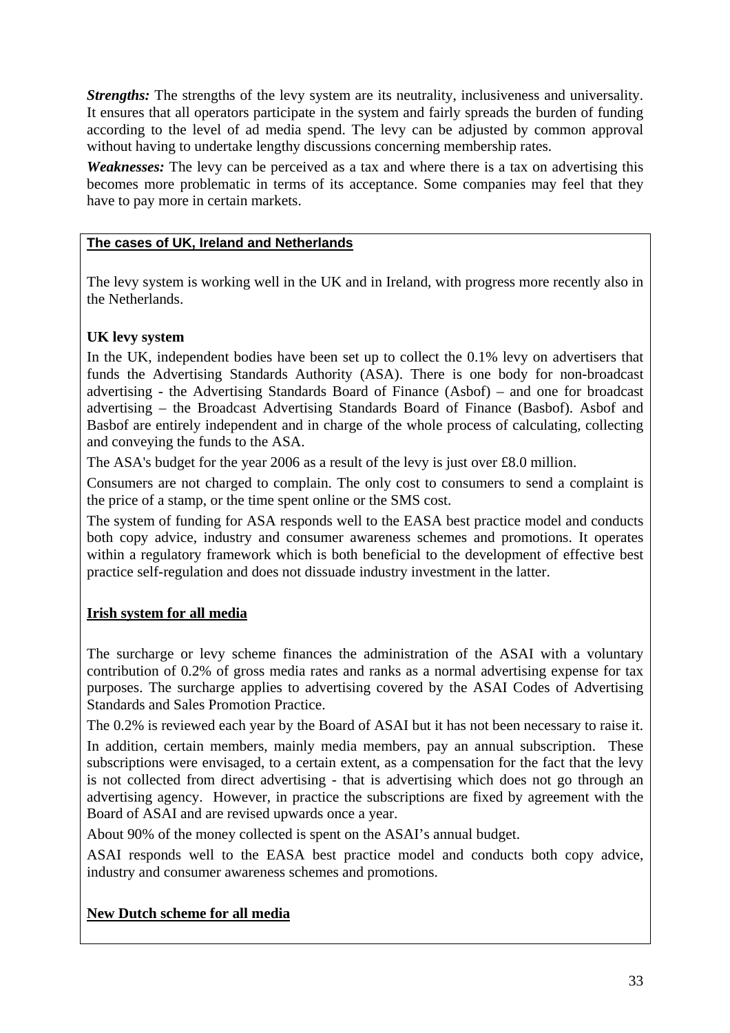***Strengths:*** The strengths of the levy system are its neutrality, inclusiveness and universality. It ensures that all operators participate in the system and fairly spreads the burden of funding according to the level of ad media spend. The levy can be adjusted by common approval without having to undertake lengthy discussions concerning membership rates.

***Weaknesses:*** The levy can be perceived as a tax and where there is a tax on advertising this becomes more problematic in terms of its acceptance. Some companies may feel that they have to pay more in certain markets.

**The cases of UK, Ireland and Netherlands**

The levy system is working well in the UK and in Ireland, with progress more recently also in the Netherlands.

**UK levy system**

In the UK, independent bodies have been set up to collect the 0.1% levy on advertisers that funds the Advertising Standards Authority (ASA). There is one body for non-broadcast advertising - the Advertising Standards Board of Finance (Asbof) – and one for broadcast advertising – the Broadcast Advertising Standards Board of Finance (Basbof). Asbof and Basbof are entirely independent and in charge of the whole process of calculating, collecting and conveying the funds to the ASA.

The ASA's budget for the year 2006 as a result of the levy is just over £8.0 million.

Consumers are not charged to complain. The only cost to consumers to send a complaint is the price of a stamp, or the time spent online or the SMS cost.

The system of funding for ASA responds well to the EASA best practice model and conducts both copy advice, industry and consumer awareness schemes and promotions. It operates within a regulatory framework which is both beneficial to the development of effective best practice self-regulation and does not dissuade industry investment in the latter.

**Irish system for all media**

The surcharge or levy scheme finances the administration of the ASAI with a voluntary contribution of 0.2% of gross media rates and ranks as a normal advertising expense for tax purposes. The surcharge applies to advertising covered by the ASAI Codes of Advertising Standards and Sales Promotion Practice.

The 0.2% is reviewed each year by the Board of ASAI but it has not been necessary to raise it.

In addition, certain members, mainly media members, pay an annual subscription. These subscriptions were envisaged, to a certain extent, as a compensation for the fact that the levy is not collected from direct advertising - that is advertising which does not go through an advertising agency. However, in practice the subscriptions are fixed by agreement with the Board of ASAI and are revised upwards once a year.

About 90% of the money collected is spent on the ASAI's annual budget.

ASAI responds well to the EASA best practice model and conducts both copy advice, industry and consumer awareness schemes and promotions.

**New Dutch scheme for all media**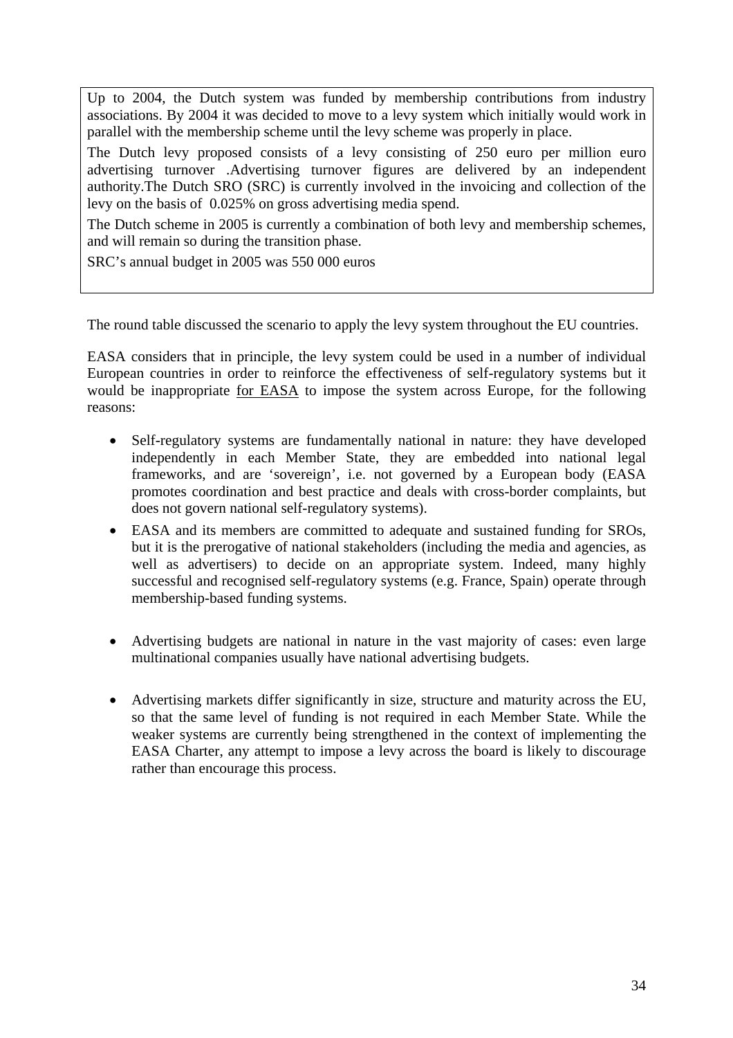Up to 2004, the Dutch system was funded by membership contributions from industry associations. By 2004 it was decided to move to a levy system which initially would work in parallel with the membership scheme until the levy scheme was properly in place.

The Dutch levy proposed consists of a levy consisting of 250 euro per million euro advertising turnover .Advertising turnover figures are delivered by an independent authority.The Dutch SRO (SRC) is currently involved in the invoicing and collection of the levy on the basis of 0.025% on gross advertising media spend.

The Dutch scheme in 2005 is currently a combination of both levy and membership schemes, and will remain so during the transition phase.

SRC's annual budget in 2005 was 550 000 euros

The round table discussed the scenario to apply the levy system throughout the EU countries.

EASA considers that in principle, the levy system could be used in a number of individual European countries in order to reinforce the effectiveness of self-regulatory systems but it would be inappropriate <u>for EASA</u> to impose the system across Europe, for the following reasons:

- Self-regulatory systems are fundamentally national in nature: they have developed independently in each Member State, they are embedded into national legal frameworks, and are 'sovereign', i.e. not governed by a European body (EASA promotes coordination and best practice and deals with cross-border complaints, but does not govern national self-regulatory systems).
- EASA and its members are committed to adequate and sustained funding for SROs, but it is the prerogative of national stakeholders (including the media and agencies, as well as advertisers) to decide on an appropriate system. Indeed, many highly successful and recognised self-regulatory systems (e.g. France, Spain) operate through membership-based funding systems.
- Advertising budgets are national in nature in the vast majority of cases: even large multinational companies usually have national advertising budgets.
- Advertising markets differ significantly in size, structure and maturity across the EU, so that the same level of funding is not required in each Member State. While the weaker systems are currently being strengthened in the context of implementing the EASA Charter, any attempt to impose a levy across the board is likely to discourage rather than encourage this process.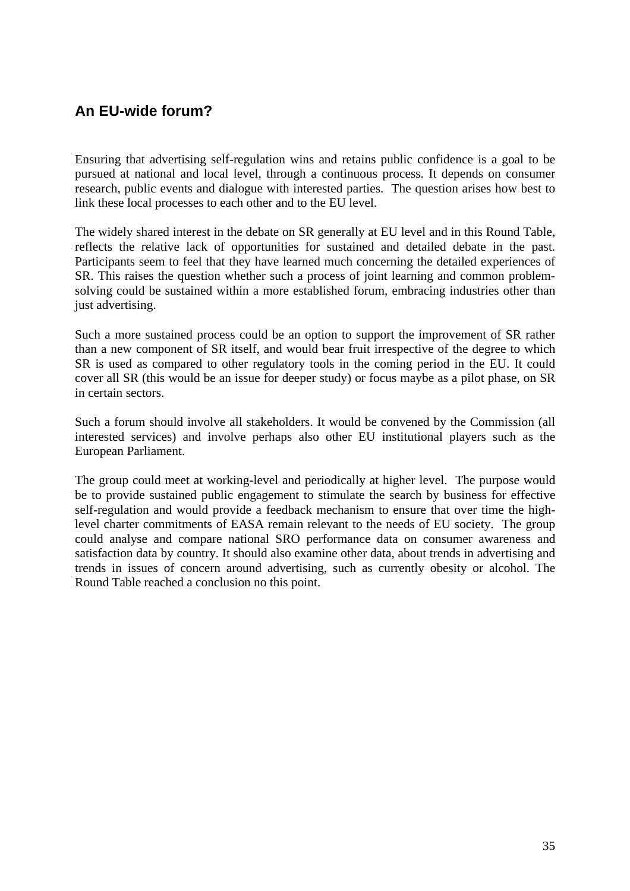## An EU-wide forum?

Ensuring that advertising self-regulation wins and retains public confidence is a goal to be pursued at national and local level, through a continuous process. It depends on consumer research, public events and dialogue with interested parties. The question arises how best to link these local processes to each other and to the EU level.

The widely shared interest in the debate on SR generally at EU level and in this Round Table, reflects the relative lack of opportunities for sustained and detailed debate in the past. Participants seem to feel that they have learned much concerning the detailed experiences of SR. This raises the question whether such a process of joint learning and common problem-solving could be sustained within a more established forum, embracing industries other than just advertising.

Such a more sustained process could be an option to support the improvement of SR rather than a new component of SR itself, and would bear fruit irrespective of the degree to which SR is used as compared to other regulatory tools in the coming period in the EU. It could cover all SR (this would be an issue for deeper study) or focus maybe as a pilot phase, on SR in certain sectors.

Such a forum should involve all stakeholders. It would be convened by the Commission (all interested services) and involve perhaps also other EU institutional players such as the European Parliament.

The group could meet at working-level and periodically at higher level. The purpose would be to provide sustained public engagement to stimulate the search by business for effective self-regulation and would provide a feedback mechanism to ensure that over time the high-level charter commitments of EASA remain relevant to the needs of EU society. The group could analyse and compare national SRO performance data on consumer awareness and satisfaction data by country. It should also examine other data, about trends in advertising and trends in issues of concern around advertising, such as currently obesity or alcohol. The Round Table reached a conclusion no this point.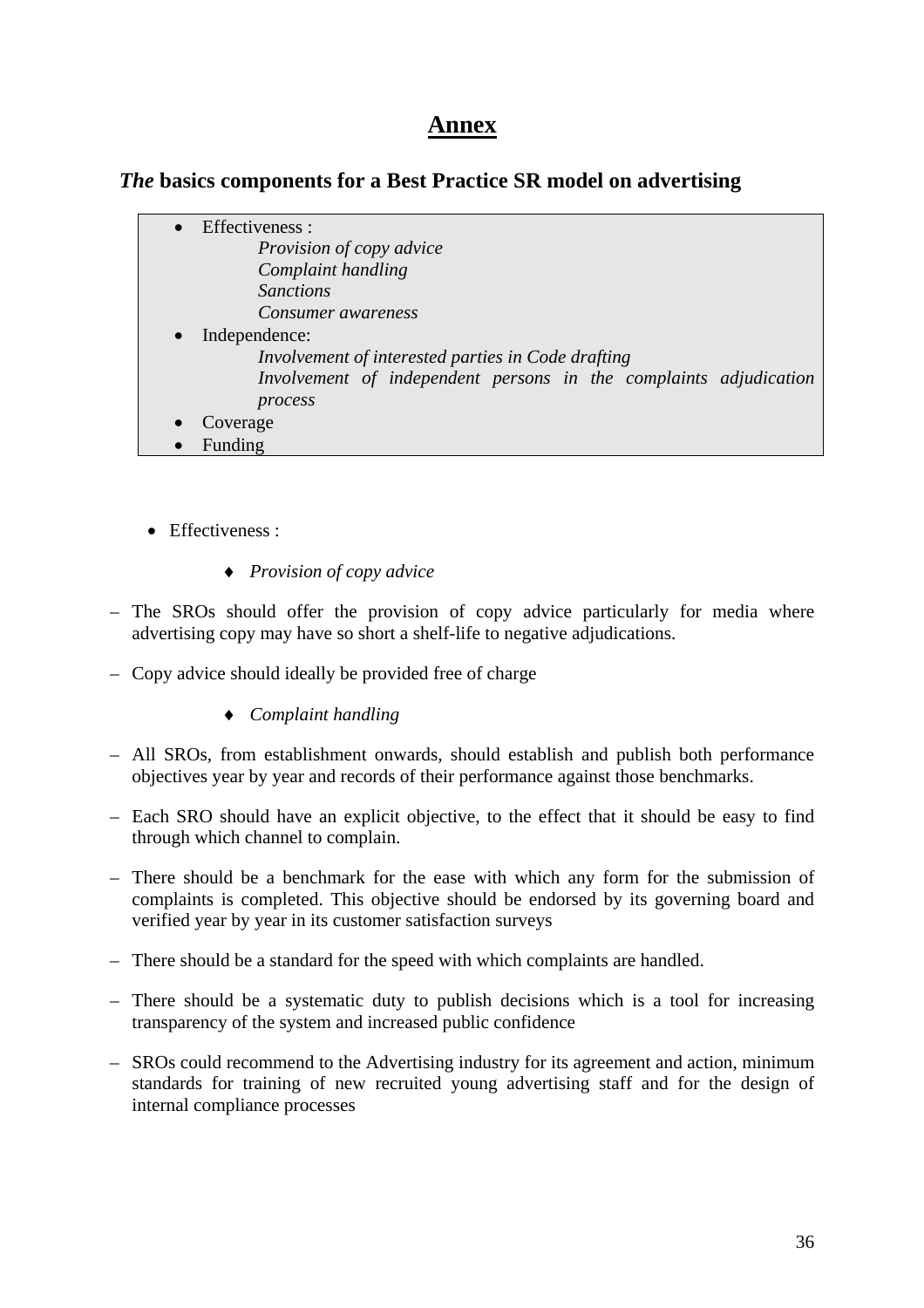# Annex

## *The* basics components for a Best Practice SR model on advertising

- Effectiveness :
  - *Provision of copy advice*
  - *Complaint handling*
  - *Sanctions*
  - *Consumer awareness*
- Independence:
  - *Involvement of interested parties in Code drafting*
  - *Involvement of independent persons in the complaints adjudication process*
- Coverage
- Funding

- Effectiveness :

  - ♦ *Provision of copy advice*

– The SROs should offer the provision of copy advice particularly for media where advertising copy may have so short a shelf-life to negative adjudications.

– Copy advice should ideally be provided free of charge

  - ♦ *Complaint handling*

– All SROs, from establishment onwards, should establish and publish both performance objectives year by year and records of their performance against those benchmarks.

– Each SRO should have an explicit objective, to the effect that it should be easy to find through which channel to complain.

– There should be a benchmark for the ease with which any form for the submission of complaints is completed. This objective should be endorsed by its governing board and verified year by year in its customer satisfaction surveys

– There should be a standard for the speed with which complaints are handled.

– There should be a systematic duty to publish decisions which is a tool for increasing transparency of the system and increased public confidence

– SROs could recommend to the Advertising industry for its agreement and action, minimum standards for training of new recruited young advertising staff and for the design of internal compliance processes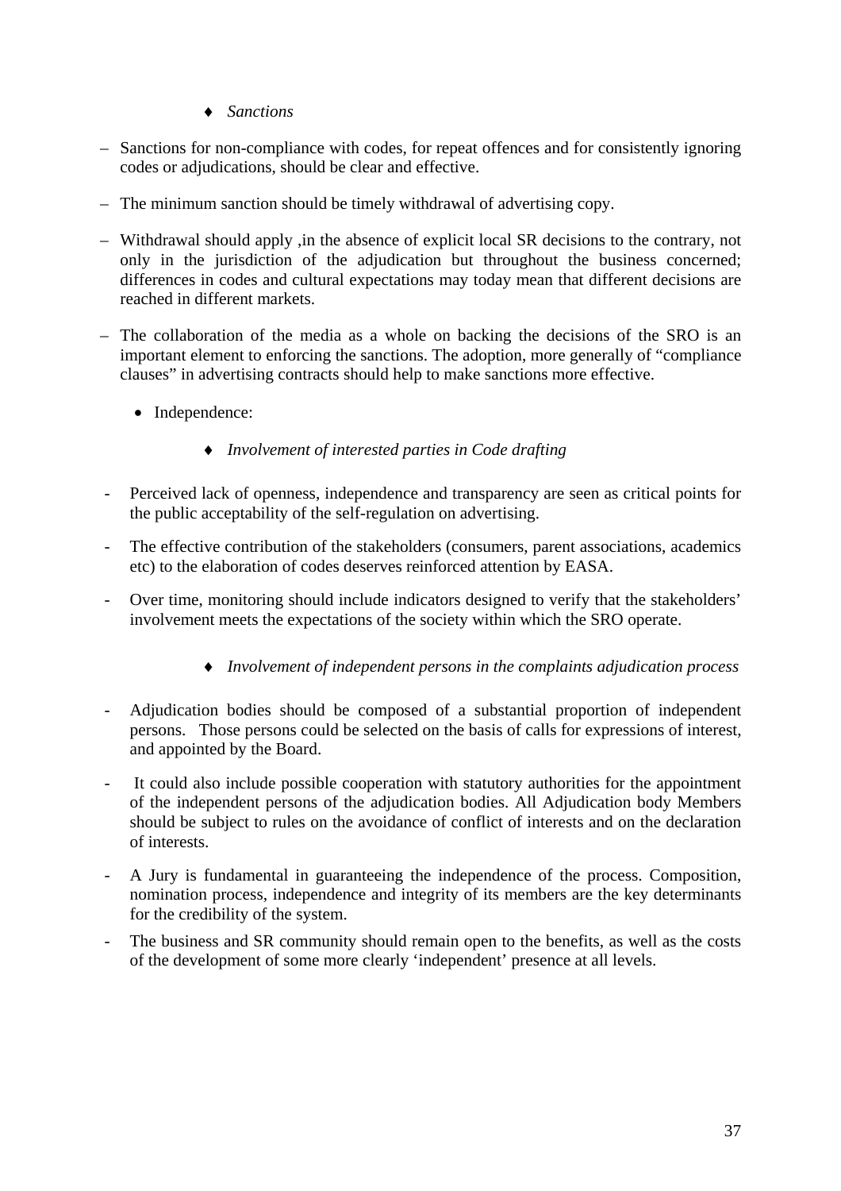- ♦ *Sanctions*

- Sanctions for non-compliance with codes, for repeat offences and for consistently ignoring codes or adjudications, should be clear and effective.
- The minimum sanction should be timely withdrawal of advertising copy.
- Withdrawal should apply ,in the absence of explicit local SR decisions to the contrary, not only in the jurisdiction of the adjudication but throughout the business concerned; differences in codes and cultural expectations may today mean that different decisions are reached in different markets.
- The collaboration of the media as a whole on backing the decisions of the SRO is an important element to enforcing the sanctions. The adoption, more generally of "compliance clauses" in advertising contracts should help to make sanctions more effective.

- Independence:

  - ♦ *Involvement of interested parties in Code drafting*

- Perceived lack of openness, independence and transparency are seen as critical points for the public acceptability of the self-regulation on advertising.
- The effective contribution of the stakeholders (consumers, parent associations, academics etc) to the elaboration of codes deserves reinforced attention by EASA.
- Over time, monitoring should include indicators designed to verify that the stakeholders' involvement meets the expectations of the society within which the SRO operate.

  - ♦ *Involvement of independent persons in the complaints adjudication process*

- Adjudication bodies should be composed of a substantial proportion of independent persons. Those persons could be selected on the basis of calls for expressions of interest, and appointed by the Board.
- It could also include possible cooperation with statutory authorities for the appointment of the independent persons of the adjudication bodies. All Adjudication body Members should be subject to rules on the avoidance of conflict of interests and on the declaration of interests.
- A Jury is fundamental in guaranteeing the independence of the process. Composition, nomination process, independence and integrity of its members are the key determinants for the credibility of the system.
- The business and SR community should remain open to the benefits, as well as the costs of the development of some more clearly 'independent' presence at all levels.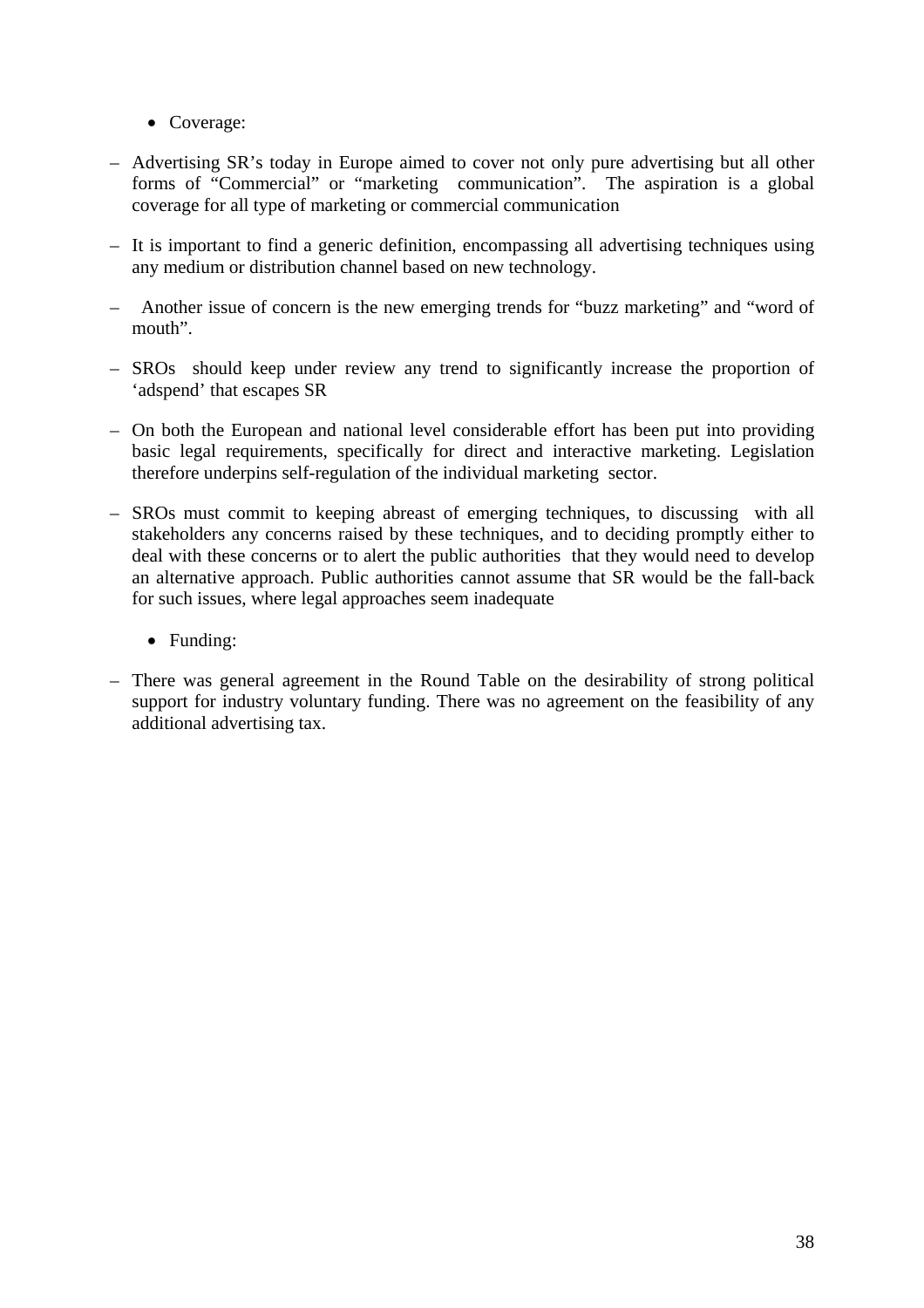- Coverage:

– Advertising SR's today in Europe aimed to cover not only pure advertising but all other forms of "Commercial" or "marketing communication". The aspiration is a global coverage for all type of marketing or commercial communication

– It is important to find a generic definition, encompassing all advertising techniques using any medium or distribution channel based on new technology.

– Another issue of concern is the new emerging trends for "buzz marketing" and "word of mouth".

– SROs should keep under review any trend to significantly increase the proportion of 'adspend' that escapes SR

– On both the European and national level considerable effort has been put into providing basic legal requirements, specifically for direct and interactive marketing. Legislation therefore underpins self-regulation of the individual marketing sector.

– SROs must commit to keeping abreast of emerging techniques, to discussing with all stakeholders any concerns raised by these techniques, and to deciding promptly either to deal with these concerns or to alert the public authorities that they would need to develop an alternative approach. Public authorities cannot assume that SR would be the fall-back for such issues, where legal approaches seem inadequate

- Funding:

– There was general agreement in the Round Table on the desirability of strong political support for industry voluntary funding. There was no agreement on the feasibility of any additional advertising tax.